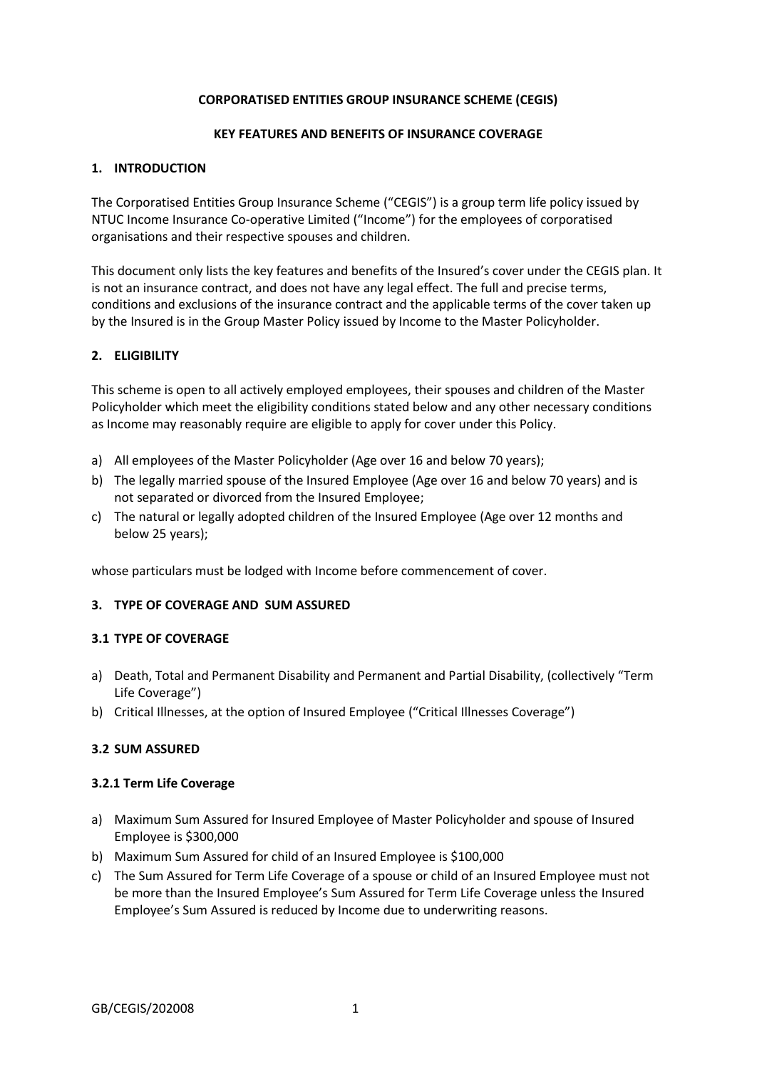**CORPORATISED ENTITIES GROUP INSURANCE SCHEME (CEGIS)**

**KEY FEATURES AND BENEFITS OF INSURANCE COVERAGE**

## 1. INTRODUCTION

The Corporatised Entities Group Insurance Scheme ("CEGIS") is a group term life policy issued by NTUC Income Insurance Co-operative Limited ("Income") for the employees of corporatised organisations and their respective spouses and children.

This document only lists the key features and benefits of the Insured's cover under the CEGIS plan. It is not an insurance contract, and does not have any legal effect. The full and precise terms, conditions and exclusions of the insurance contract and the applicable terms of the cover taken up by the Insured is in the Group Master Policy issued by Income to the Master Policyholder.

## 2. ELIGIBILITY

This scheme is open to all actively employed employees, their spouses and children of the Master Policyholder which meet the eligibility conditions stated below and any other necessary conditions as Income may reasonably require are eligible to apply for cover under this Policy.

a) All employees of the Master Policyholder (Age over 16 and below 70 years);
b) The legally married spouse of the Insured Employee (Age over 16 and below 70 years) and is not separated or divorced from the Insured Employee;
c) The natural or legally adopted children of the Insured Employee (Age over 12 months and below 25 years);

whose particulars must be lodged with Income before commencement of cover.

## 3. TYPE OF COVERAGE AND SUM ASSURED

### 3.1 TYPE OF COVERAGE

a) Death, Total and Permanent Disability and Permanent and Partial Disability, (collectively "Term Life Coverage")
b) Critical Illnesses, at the option of Insured Employee ("Critical Illnesses Coverage")

### 3.2 SUM ASSURED

#### 3.2.1 Term Life Coverage

a) Maximum Sum Assured for Insured Employee of Master Policyholder and spouse of Insured Employee is $300,000
b) Maximum Sum Assured for child of an Insured Employee is $100,000
c) The Sum Assured for Term Life Coverage of a spouse or child of an Insured Employee must not be more than the Insured Employee's Sum Assured for Term Life Coverage unless the Insured Employee's Sum Assured is reduced by Income due to underwriting reasons.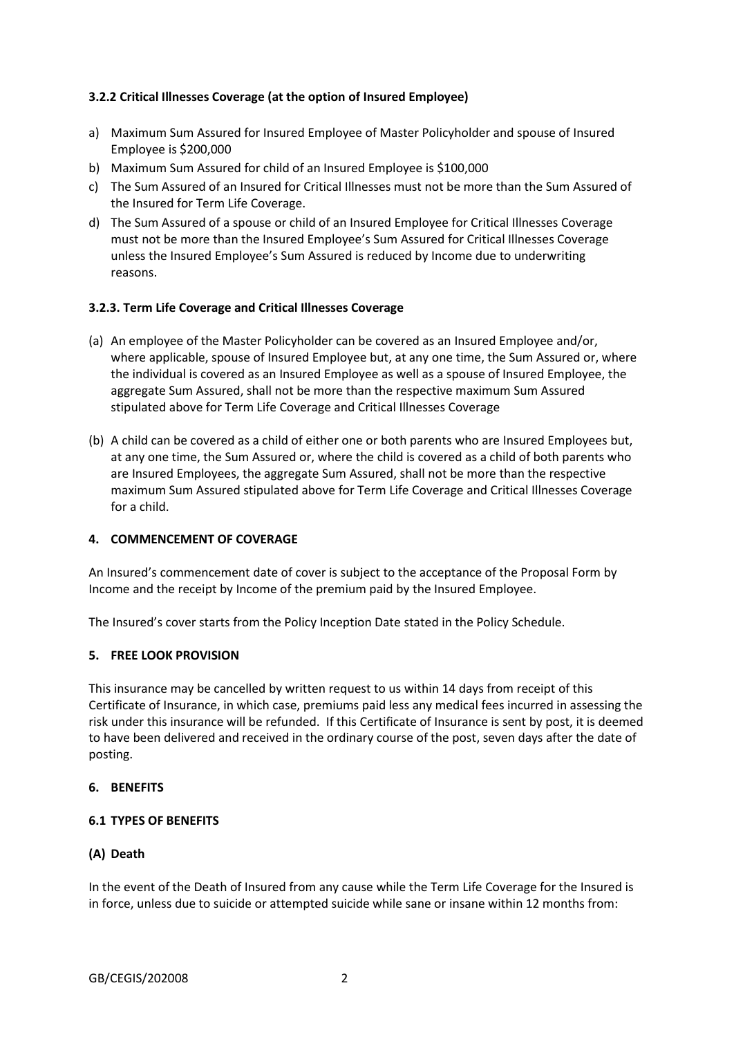### 3.2.2 Critical Illnesses Coverage (at the option of Insured Employee)

a) Maximum Sum Assured for Insured Employee of Master Policyholder and spouse of Insured Employee is $200,000
b) Maximum Sum Assured for child of an Insured Employee is $100,000
c) The Sum Assured of an Insured for Critical Illnesses must not be more than the Sum Assured of the Insured for Term Life Coverage.
d) The Sum Assured of a spouse or child of an Insured Employee for Critical Illnesses Coverage must not be more than the Insured Employee's Sum Assured for Critical Illnesses Coverage unless the Insured Employee's Sum Assured is reduced by Income due to underwriting reasons.

### 3.2.3. Term Life Coverage and Critical Illnesses Coverage

(a) An employee of the Master Policyholder can be covered as an Insured Employee and/or, where applicable, spouse of Insured Employee but, at any one time, the Sum Assured or, where the individual is covered as an Insured Employee as well as a spouse of Insured Employee, the aggregate Sum Assured, shall not be more than the respective maximum Sum Assured stipulated above for Term Life Coverage and Critical Illnesses Coverage

(b) A child can be covered as a child of either one or both parents who are Insured Employees but, at any one time, the Sum Assured or, where the child is covered as a child of both parents who are Insured Employees, the aggregate Sum Assured, shall not be more than the respective maximum Sum Assured stipulated above for Term Life Coverage and Critical Illnesses Coverage for a child.

## 4. COMMENCEMENT OF COVERAGE

An Insured's commencement date of cover is subject to the acceptance of the Proposal Form by Income and the receipt by Income of the premium paid by the Insured Employee.

The Insured's cover starts from the Policy Inception Date stated in the Policy Schedule.

## 5. FREE LOOK PROVISION

This insurance may be cancelled by written request to us within 14 days from receipt of this Certificate of Insurance, in which case, premiums paid less any medical fees incurred in assessing the risk under this insurance will be refunded. If this Certificate of Insurance is sent by post, it is deemed to have been delivered and received in the ordinary course of the post, seven days after the date of posting.

## 6. BENEFITS

### 6.1 TYPES OF BENEFITS

#### (A) Death

In the event of the Death of Insured from any cause while the Term Life Coverage for the Insured is in force, unless due to suicide or attempted suicide while sane or insane within 12 months from: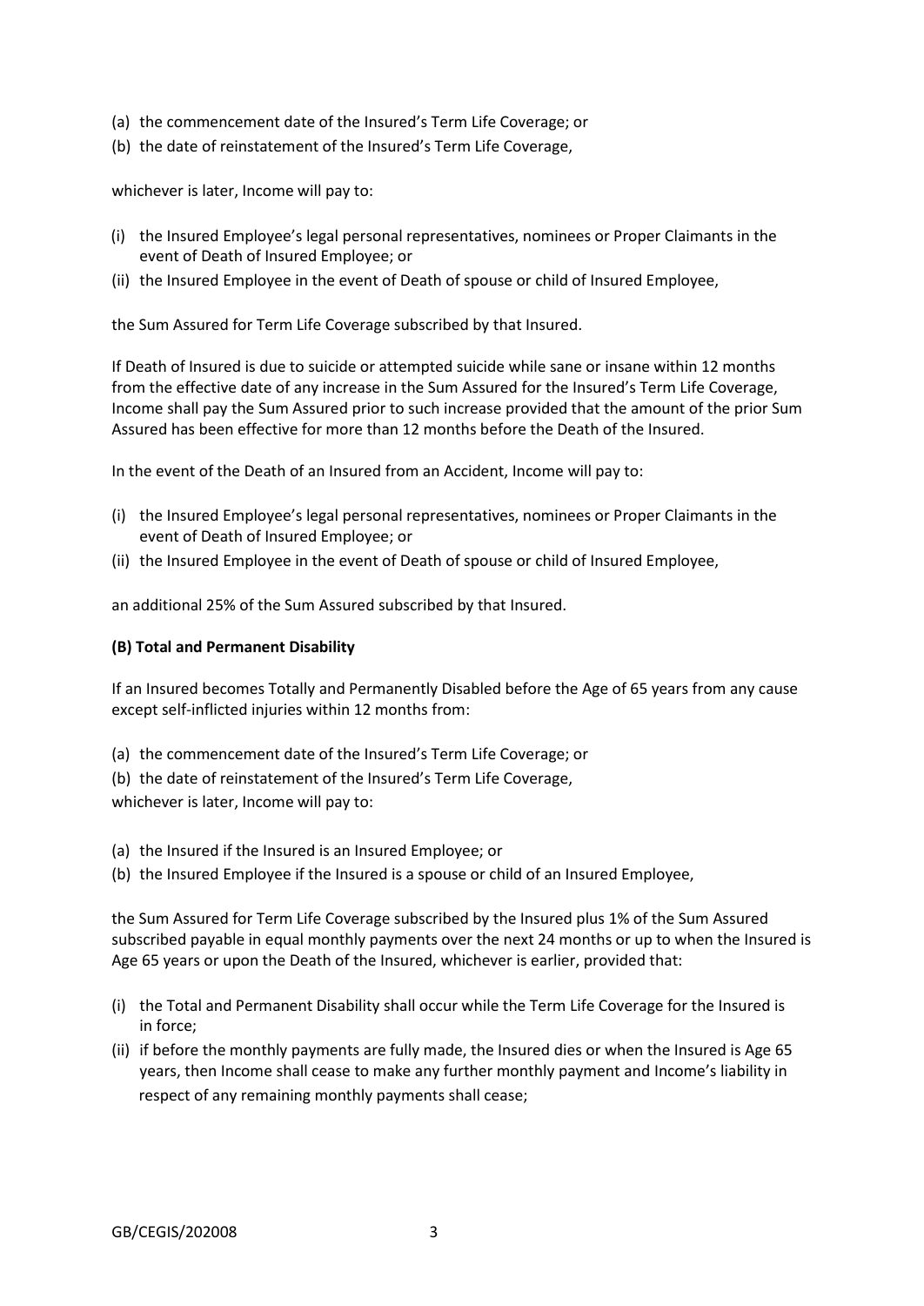(a) the commencement date of the Insured's Term Life Coverage; or
(b) the date of reinstatement of the Insured's Term Life Coverage,

whichever is later, Income will pay to:

(i) the Insured Employee's legal personal representatives, nominees or Proper Claimants in the event of Death of Insured Employee; or
(ii) the Insured Employee in the event of Death of spouse or child of Insured Employee,

the Sum Assured for Term Life Coverage subscribed by that Insured.

If Death of Insured is due to suicide or attempted suicide while sane or insane within 12 months from the effective date of any increase in the Sum Assured for the Insured's Term Life Coverage, Income shall pay the Sum Assured prior to such increase provided that the amount of the prior Sum Assured has been effective for more than 12 months before the Death of the Insured.

In the event of the Death of an Insured from an Accident, Income will pay to:

(i) the Insured Employee's legal personal representatives, nominees or Proper Claimants in the event of Death of Insured Employee; or
(ii) the Insured Employee in the event of Death of spouse or child of Insured Employee,

an additional 25% of the Sum Assured subscribed by that Insured.

**(B) Total and Permanent Disability**

If an Insured becomes Totally and Permanently Disabled before the Age of 65 years from any cause except self-inflicted injuries within 12 months from:

(a) the commencement date of the Insured's Term Life Coverage; or
(b) the date of reinstatement of the Insured's Term Life Coverage,

whichever is later, Income will pay to:

(a) the Insured if the Insured is an Insured Employee; or
(b) the Insured Employee if the Insured is a spouse or child of an Insured Employee,

the Sum Assured for Term Life Coverage subscribed by the Insured plus 1% of the Sum Assured subscribed payable in equal monthly payments over the next 24 months or up to when the Insured is Age 65 years or upon the Death of the Insured, whichever is earlier, provided that:

(i) the Total and Permanent Disability shall occur while the Term Life Coverage for the Insured is in force;
(ii) if before the monthly payments are fully made, the Insured dies or when the Insured is Age 65 years, then Income shall cease to make any further monthly payment and Income's liability in respect of any remaining monthly payments shall cease;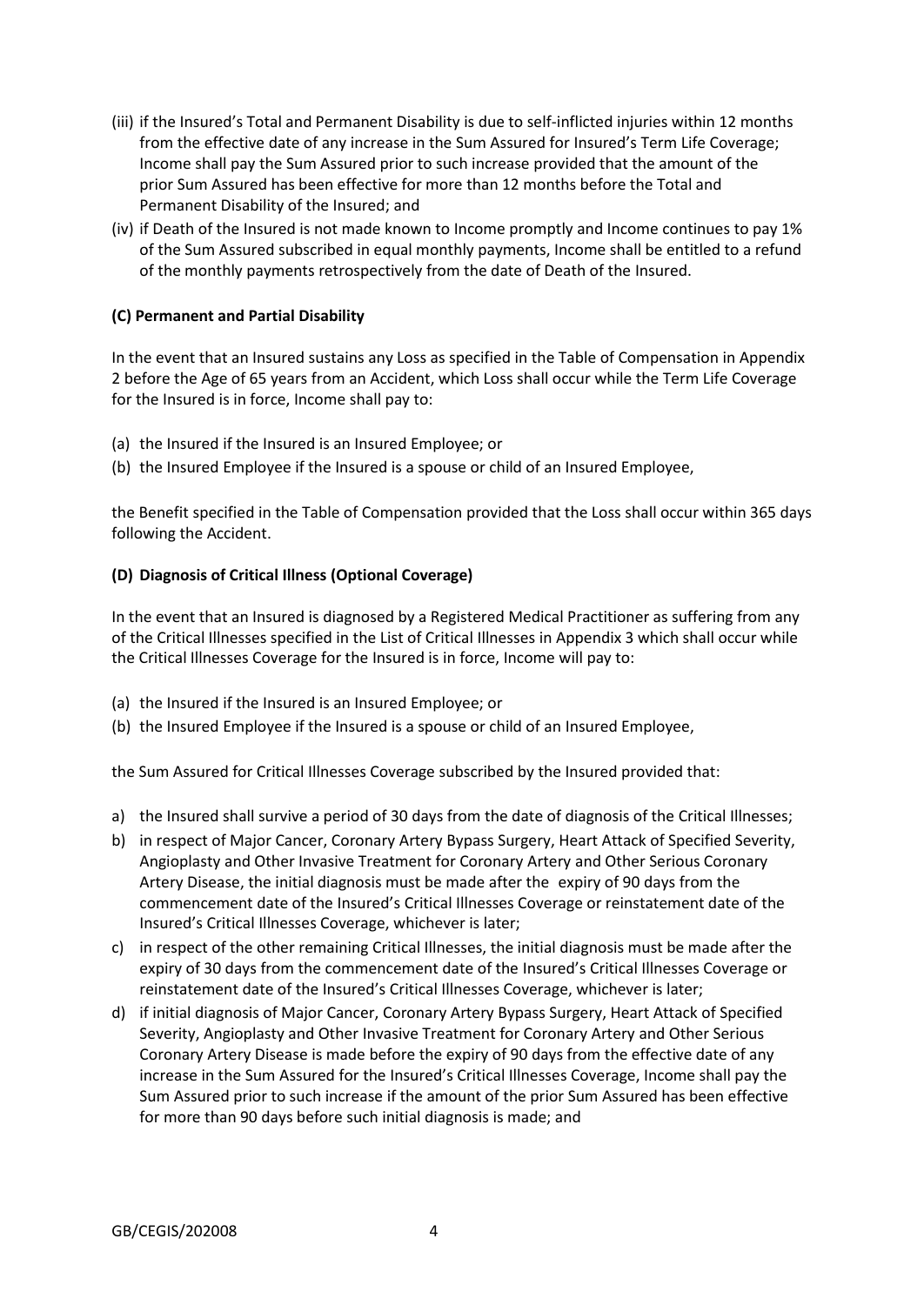(iii) if the Insured's Total and Permanent Disability is due to self-inflicted injuries within 12 months from the effective date of any increase in the Sum Assured for Insured's Term Life Coverage; Income shall pay the Sum Assured prior to such increase provided that the amount of the prior Sum Assured has been effective for more than 12 months before the Total and Permanent Disability of the Insured; and

(iv) if Death of the Insured is not made known to Income promptly and Income continues to pay 1% of the Sum Assured subscribed in equal monthly payments, Income shall be entitled to a refund of the monthly payments retrospectively from the date of Death of the Insured.

**(C) Permanent and Partial Disability**

In the event that an Insured sustains any Loss as specified in the Table of Compensation in Appendix 2 before the Age of 65 years from an Accident, which Loss shall occur while the Term Life Coverage for the Insured is in force, Income shall pay to:

(a) the Insured if the Insured is an Insured Employee; or
(b) the Insured Employee if the Insured is a spouse or child of an Insured Employee,

the Benefit specified in the Table of Compensation provided that the Loss shall occur within 365 days following the Accident.

**(D) Diagnosis of Critical Illness (Optional Coverage)**

In the event that an Insured is diagnosed by a Registered Medical Practitioner as suffering from any of the Critical Illnesses specified in the List of Critical Illnesses in Appendix 3 which shall occur while the Critical Illnesses Coverage for the Insured is in force, Income will pay to:

(a) the Insured if the Insured is an Insured Employee; or
(b) the Insured Employee if the Insured is a spouse or child of an Insured Employee,

the Sum Assured for Critical Illnesses Coverage subscribed by the Insured provided that:

a) the Insured shall survive a period of 30 days from the date of diagnosis of the Critical Illnesses;
b) in respect of Major Cancer, Coronary Artery Bypass Surgery, Heart Attack of Specified Severity, Angioplasty and Other Invasive Treatment for Coronary Artery and Other Serious Coronary Artery Disease, the initial diagnosis must be made after the expiry of 90 days from the commencement date of the Insured's Critical Illnesses Coverage or reinstatement date of the Insured's Critical Illnesses Coverage, whichever is later;
c) in respect of the other remaining Critical Illnesses, the initial diagnosis must be made after the expiry of 30 days from the commencement date of the Insured's Critical Illnesses Coverage or reinstatement date of the Insured's Critical Illnesses Coverage, whichever is later;
d) if initial diagnosis of Major Cancer, Coronary Artery Bypass Surgery, Heart Attack of Specified Severity, Angioplasty and Other Invasive Treatment for Coronary Artery and Other Serious Coronary Artery Disease is made before the expiry of 90 days from the effective date of any increase in the Sum Assured for the Insured's Critical Illnesses Coverage, Income shall pay the Sum Assured prior to such increase if the amount of the prior Sum Assured has been effective for more than 90 days before such initial diagnosis is made; and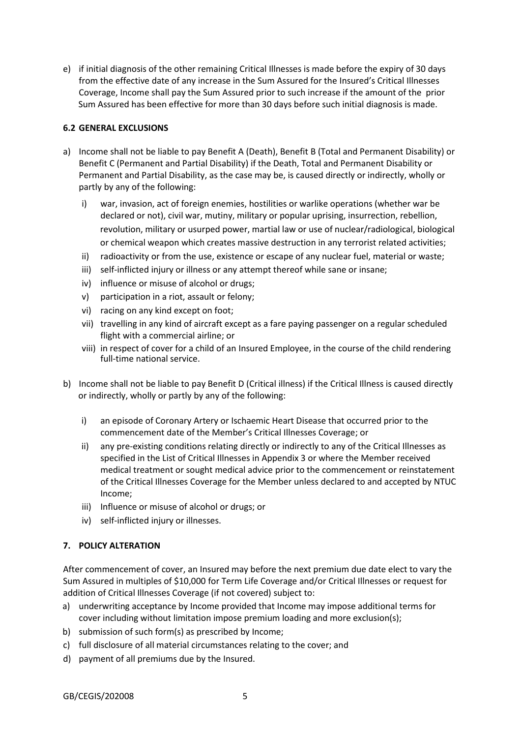e) if initial diagnosis of the other remaining Critical Illnesses is made before the expiry of 30 days from the effective date of any increase in the Sum Assured for the Insured's Critical Illnesses Coverage, Income shall pay the Sum Assured prior to such increase if the amount of the prior Sum Assured has been effective for more than 30 days before such initial diagnosis is made.

### 6.2 GENERAL EXCLUSIONS

a) Income shall not be liable to pay Benefit A (Death), Benefit B (Total and Permanent Disability) or Benefit C (Permanent and Partial Disability) if the Death, Total and Permanent Disability or Permanent and Partial Disability, as the case may be, is caused directly or indirectly, wholly or partly by any of the following:

   i) war, invasion, act of foreign enemies, hostilities or warlike operations (whether war be declared or not), civil war, mutiny, military or popular uprising, insurrection, rebellion, revolution, military or usurped power, martial law or use of nuclear/radiological, biological or chemical weapon which creates massive destruction in any terrorist related activities;
   ii) radioactivity or from the use, existence or escape of any nuclear fuel, material or waste;
   iii) self-inflicted injury or illness or any attempt thereof while sane or insane;
   iv) influence or misuse of alcohol or drugs;
   v) participation in a riot, assault or felony;
   vi) racing on any kind except on foot;
   vii) travelling in any kind of aircraft except as a fare paying passenger on a regular scheduled flight with a commercial airline; or
   viii) in respect of cover for a child of an Insured Employee, in the course of the child rendering full-time national service.

b) Income shall not be liable to pay Benefit D (Critical illness) if the Critical Illness is caused directly or indirectly, wholly or partly by any of the following:

   i) an episode of Coronary Artery or Ischaemic Heart Disease that occurred prior to the commencement date of the Member's Critical Illnesses Coverage; or
   ii) any pre-existing conditions relating directly or indirectly to any of the Critical Illnesses as specified in the List of Critical Illnesses in Appendix 3 or where the Member received medical treatment or sought medical advice prior to the commencement or reinstatement of the Critical Illnesses Coverage for the Member unless declared to and accepted by NTUC Income;
   iii) Influence or misuse of alcohol or drugs; or
   iv) self-inflicted injury or illnesses.

## 7. POLICY ALTERATION

After commencement of cover, an Insured may before the next premium due date elect to vary the Sum Assured in multiples of $10,000 for Term Life Coverage and/or Critical Illnesses or request for addition of Critical Illnesses Coverage (if not covered) subject to:

a) underwriting acceptance by Income provided that Income may impose additional terms for cover including without limitation impose premium loading and more exclusion(s);
b) submission of such form(s) as prescribed by Income;
c) full disclosure of all material circumstances relating to the cover; and
d) payment of all premiums due by the Insured.

GB/CEGIS/202008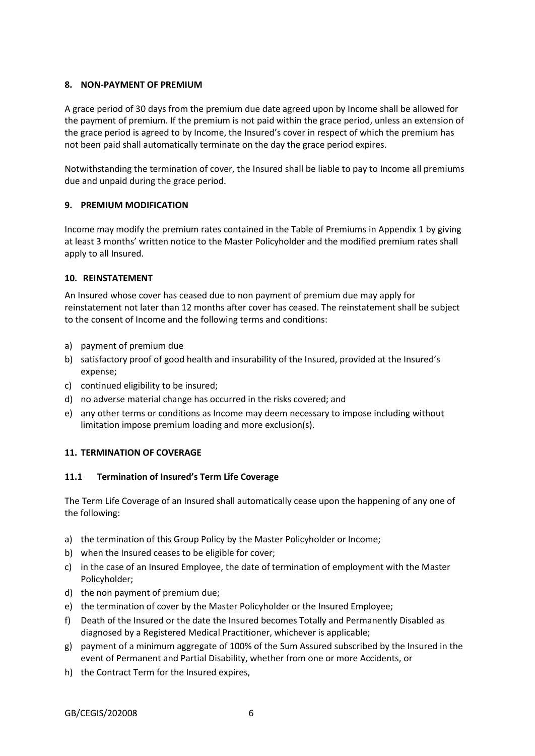## 8. NON-PAYMENT OF PREMIUM

A grace period of 30 days from the premium due date agreed upon by Income shall be allowed for the payment of premium. If the premium is not paid within the grace period, unless an extension of the grace period is agreed to by Income, the Insured's cover in respect of which the premium has not been paid shall automatically terminate on the day the grace period expires.

Notwithstanding the termination of cover, the Insured shall be liable to pay to Income all premiums due and unpaid during the grace period.

## 9. PREMIUM MODIFICATION

Income may modify the premium rates contained in the Table of Premiums in Appendix 1 by giving at least 3 months' written notice to the Master Policyholder and the modified premium rates shall apply to all Insured.

## 10. REINSTATEMENT

An Insured whose cover has ceased due to non payment of premium due may apply for reinstatement not later than 12 months after cover has ceased. The reinstatement shall be subject to the consent of Income and the following terms and conditions:

a) payment of premium due
b) satisfactory proof of good health and insurability of the Insured, provided at the Insured's expense;
c) continued eligibility to be insured;
d) no adverse material change has occurred in the risks covered; and
e) any other terms or conditions as Income may deem necessary to impose including without limitation impose premium loading and more exclusion(s).

## 11. TERMINATION OF COVERAGE

### 11.1 Termination of Insured's Term Life Coverage

The Term Life Coverage of an Insured shall automatically cease upon the happening of any one of the following:

a) the termination of this Group Policy by the Master Policyholder or Income;
b) when the Insured ceases to be eligible for cover;
c) in the case of an Insured Employee, the date of termination of employment with the Master Policyholder;
d) the non payment of premium due;
e) the termination of cover by the Master Policyholder or the Insured Employee;
f) Death of the Insured or the date the Insured becomes Totally and Permanently Disabled as diagnosed by a Registered Medical Practitioner, whichever is applicable;
g) payment of a minimum aggregate of 100% of the Sum Assured subscribed by the Insured in the event of Permanent and Partial Disability, whether from one or more Accidents, or
h) the Contract Term for the Insured expires,

GB/CEGIS/202008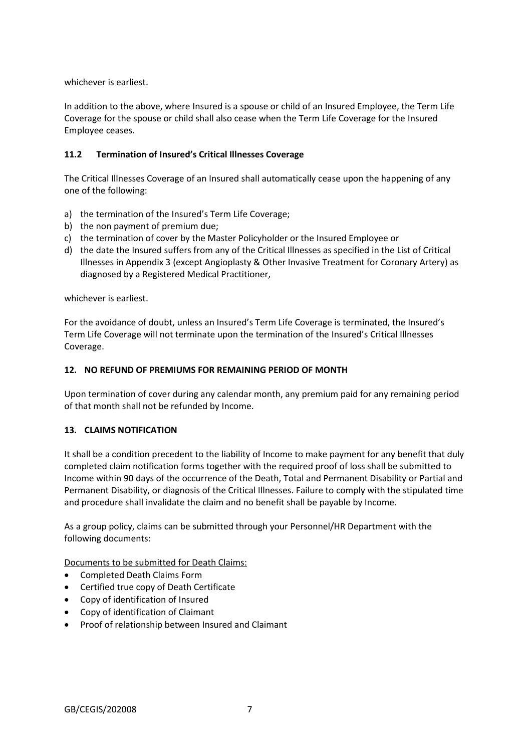whichever is earliest.

In addition to the above, where Insured is a spouse or child of an Insured Employee, the Term Life Coverage for the spouse or child shall also cease when the Term Life Coverage for the Insured Employee ceases.

### 11.2 Termination of Insured's Critical Illnesses Coverage

The Critical Illnesses Coverage of an Insured shall automatically cease upon the happening of any one of the following:

a) the termination of the Insured's Term Life Coverage;
b) the non payment of premium due;
c) the termination of cover by the Master Policyholder or the Insured Employee or
d) the date the Insured suffers from any of the Critical Illnesses as specified in the List of Critical Illnesses in Appendix 3 (except Angioplasty & Other Invasive Treatment for Coronary Artery) as diagnosed by a Registered Medical Practitioner,

whichever is earliest.

For the avoidance of doubt, unless an Insured's Term Life Coverage is terminated, the Insured's Term Life Coverage will not terminate upon the termination of the Insured's Critical Illnesses Coverage.

## 12. NO REFUND OF PREMIUMS FOR REMAINING PERIOD OF MONTH

Upon termination of cover during any calendar month, any premium paid for any remaining period of that month shall not be refunded by Income.

## 13. CLAIMS NOTIFICATION

It shall be a condition precedent to the liability of Income to make payment for any benefit that duly completed claim notification forms together with the required proof of loss shall be submitted to Income within 90 days of the occurrence of the Death, Total and Permanent Disability or Partial and Permanent Disability, or diagnosis of the Critical Illnesses. Failure to comply with the stipulated time and procedure shall invalidate the claim and no benefit shall be payable by Income.

As a group policy, claims can be submitted through your Personnel/HR Department with the following documents:

Documents to be submitted for Death Claims:

- Completed Death Claims Form
- Certified true copy of Death Certificate
- Copy of identification of Insured
- Copy of identification of Claimant
- Proof of relationship between Insured and Claimant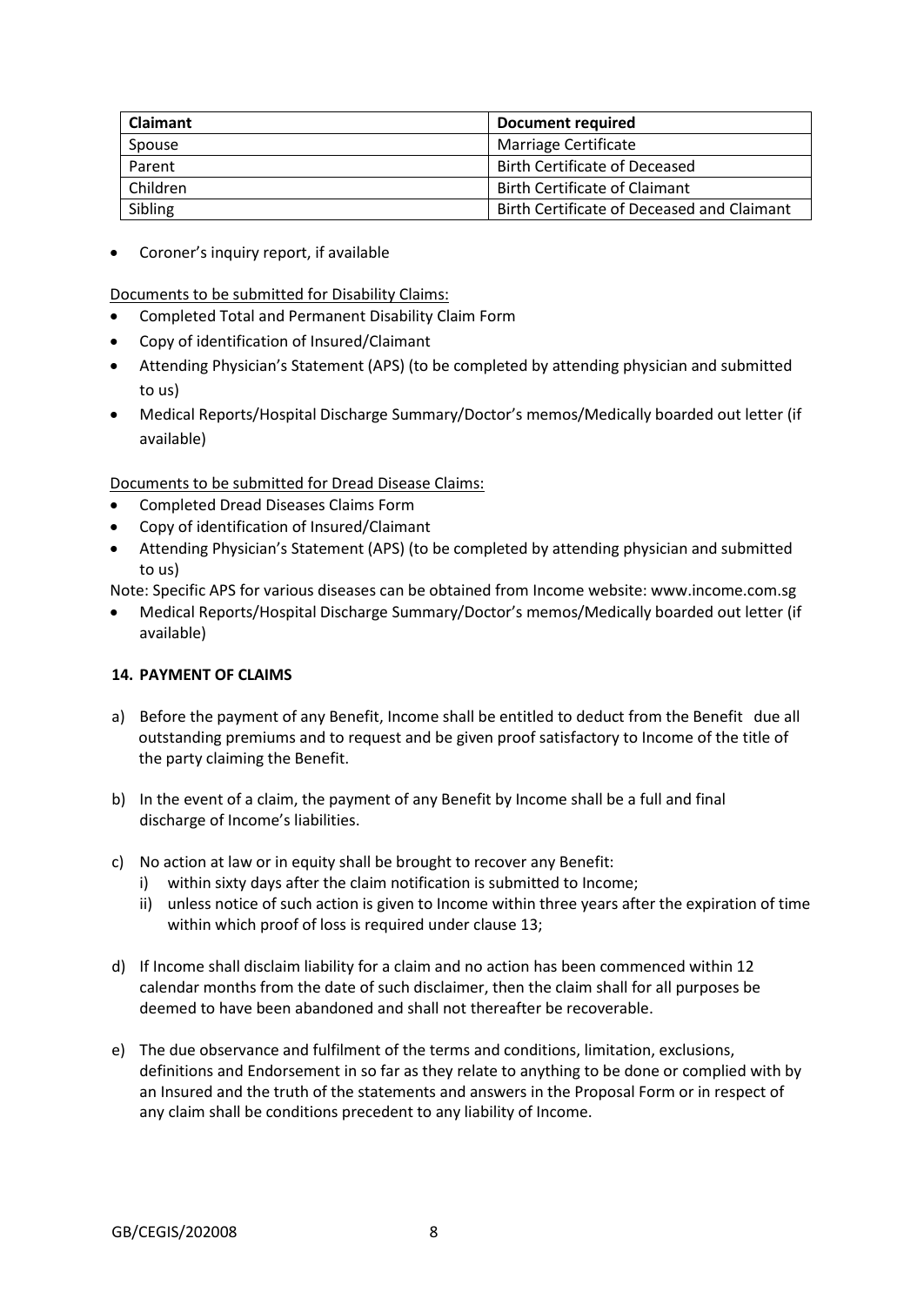| Claimant | Document required |
| --- | --- |
| Spouse | Marriage Certificate |
| Parent | Birth Certificate of Deceased |
| Children | Birth Certificate of Claimant |
| Sibling | Birth Certificate of Deceased and Claimant |

- Coroner's inquiry report, if available

Documents to be submitted for Disability Claims:

- Completed Total and Permanent Disability Claim Form
- Copy of identification of Insured/Claimant
- Attending Physician's Statement (APS) (to be completed by attending physician and submitted to us)
- Medical Reports/Hospital Discharge Summary/Doctor's memos/Medically boarded out letter (if available)

Documents to be submitted for Dread Disease Claims:

- Completed Dread Diseases Claims Form
- Copy of identification of Insured/Claimant
- Attending Physician's Statement (APS) (to be completed by attending physician and submitted to us)

Note: Specific APS for various diseases can be obtained from Income website: www.income.com.sg

- Medical Reports/Hospital Discharge Summary/Doctor's memos/Medically boarded out letter (if available)

### 14. PAYMENT OF CLAIMS

a) Before the payment of any Benefit, Income shall be entitled to deduct from the Benefit due all outstanding premiums and to request and be given proof satisfactory to Income of the title of the party claiming the Benefit.

b) In the event of a claim, the payment of any Benefit by Income shall be a full and final discharge of Income's liabilities.

c) No action at law or in equity shall be brought to recover any Benefit:
   i) within sixty days after the claim notification is submitted to Income;
   ii) unless notice of such action is given to Income within three years after the expiration of time within which proof of loss is required under clause 13;

d) If Income shall disclaim liability for a claim and no action has been commenced within 12 calendar months from the date of such disclaimer, then the claim shall for all purposes be deemed to have been abandoned and shall not thereafter be recoverable.

e) The due observance and fulfilment of the terms and conditions, limitation, exclusions, definitions and Endorsement in so far as they relate to anything to be done or complied with by an Insured and the truth of the statements and answers in the Proposal Form or in respect of any claim shall be conditions precedent to any liability of Income.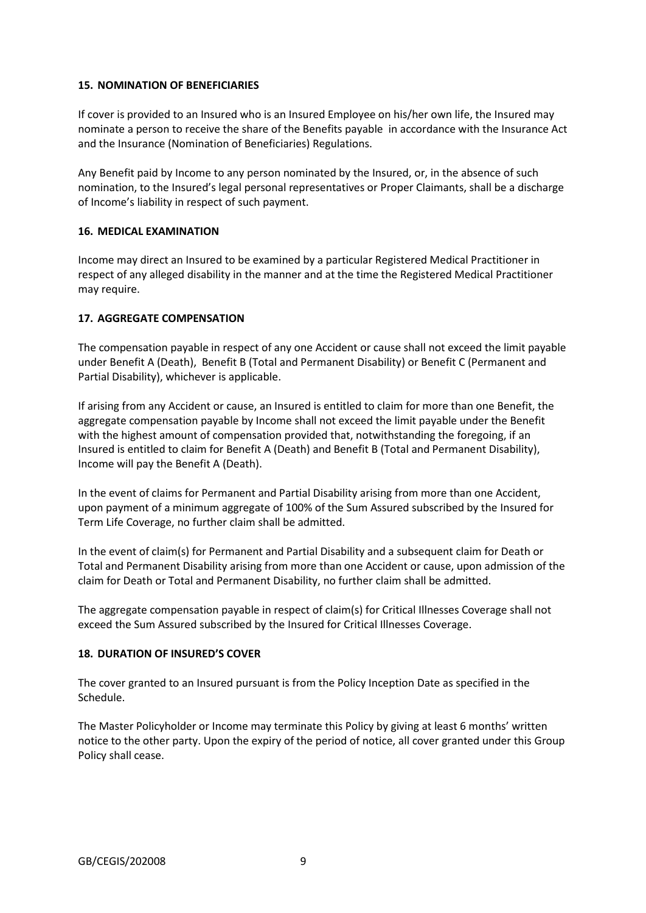### 15. NOMINATION OF BENEFICIARIES

If cover is provided to an Insured who is an Insured Employee on his/her own life, the Insured may nominate a person to receive the share of the Benefits payable in accordance with the Insurance Act and the Insurance (Nomination of Beneficiaries) Regulations.

Any Benefit paid by Income to any person nominated by the Insured, or, in the absence of such nomination, to the Insured's legal personal representatives or Proper Claimants, shall be a discharge of Income's liability in respect of such payment.

### 16. MEDICAL EXAMINATION

Income may direct an Insured to be examined by a particular Registered Medical Practitioner in respect of any alleged disability in the manner and at the time the Registered Medical Practitioner may require.

### 17. AGGREGATE COMPENSATION

The compensation payable in respect of any one Accident or cause shall not exceed the limit payable under Benefit A (Death), Benefit B (Total and Permanent Disability) or Benefit C (Permanent and Partial Disability), whichever is applicable.

If arising from any Accident or cause, an Insured is entitled to claim for more than one Benefit, the aggregate compensation payable by Income shall not exceed the limit payable under the Benefit with the highest amount of compensation provided that, notwithstanding the foregoing, if an Insured is entitled to claim for Benefit A (Death) and Benefit B (Total and Permanent Disability), Income will pay the Benefit A (Death).

In the event of claims for Permanent and Partial Disability arising from more than one Accident, upon payment of a minimum aggregate of 100% of the Sum Assured subscribed by the Insured for Term Life Coverage, no further claim shall be admitted.

In the event of claim(s) for Permanent and Partial Disability and a subsequent claim for Death or Total and Permanent Disability arising from more than one Accident or cause, upon admission of the claim for Death or Total and Permanent Disability, no further claim shall be admitted.

The aggregate compensation payable in respect of claim(s) for Critical Illnesses Coverage shall not exceed the Sum Assured subscribed by the Insured for Critical Illnesses Coverage.

### 18. DURATION OF INSURED'S COVER

The cover granted to an Insured pursuant is from the Policy Inception Date as specified in the Schedule.

The Master Policyholder or Income may terminate this Policy by giving at least 6 months' written notice to the other party. Upon the expiry of the period of notice, all cover granted under this Group Policy shall cease.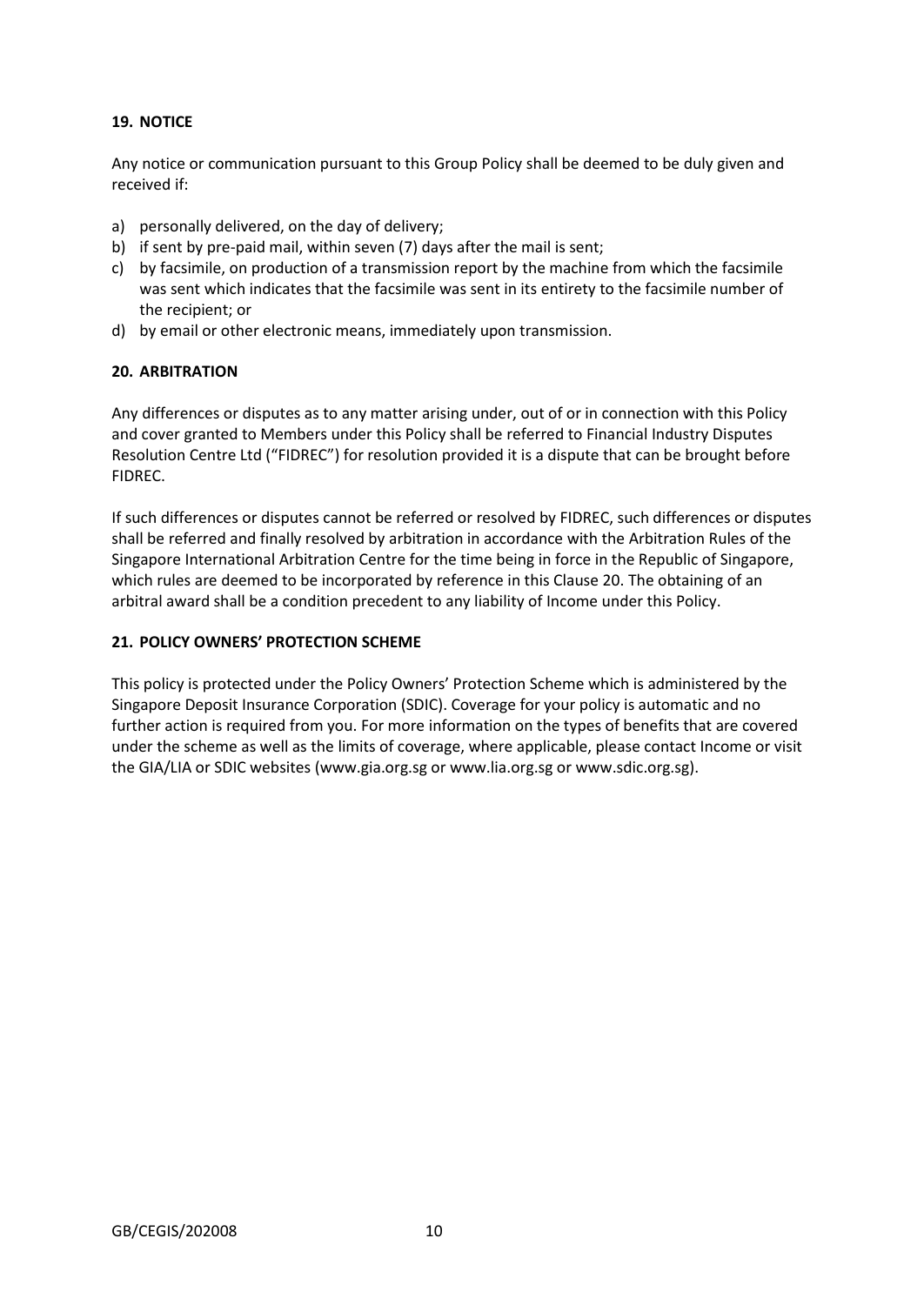## 19. NOTICE

Any notice or communication pursuant to this Group Policy shall be deemed to be duly given and received if:

a) personally delivered, on the day of delivery;
b) if sent by pre-paid mail, within seven (7) days after the mail is sent;
c) by facsimile, on production of a transmission report by the machine from which the facsimile was sent which indicates that the facsimile was sent in its entirety to the facsimile number of the recipient; or
d) by email or other electronic means, immediately upon transmission.

## 20. ARBITRATION

Any differences or disputes as to any matter arising under, out of or in connection with this Policy and cover granted to Members under this Policy shall be referred to Financial Industry Disputes Resolution Centre Ltd ("FIDREC") for resolution provided it is a dispute that can be brought before FIDREC.

If such differences or disputes cannot be referred or resolved by FIDREC, such differences or disputes shall be referred and finally resolved by arbitration in accordance with the Arbitration Rules of the Singapore International Arbitration Centre for the time being in force in the Republic of Singapore, which rules are deemed to be incorporated by reference in this Clause 20. The obtaining of an arbitral award shall be a condition precedent to any liability of Income under this Policy.

## 21. POLICY OWNERS' PROTECTION SCHEME

This policy is protected under the Policy Owners' Protection Scheme which is administered by the Singapore Deposit Insurance Corporation (SDIC). Coverage for your policy is automatic and no further action is required from you. For more information on the types of benefits that are covered under the scheme as well as the limits of coverage, where applicable, please contact Income or visit the GIA/LIA or SDIC websites (www.gia.org.sg or www.lia.org.sg or www.sdic.org.sg).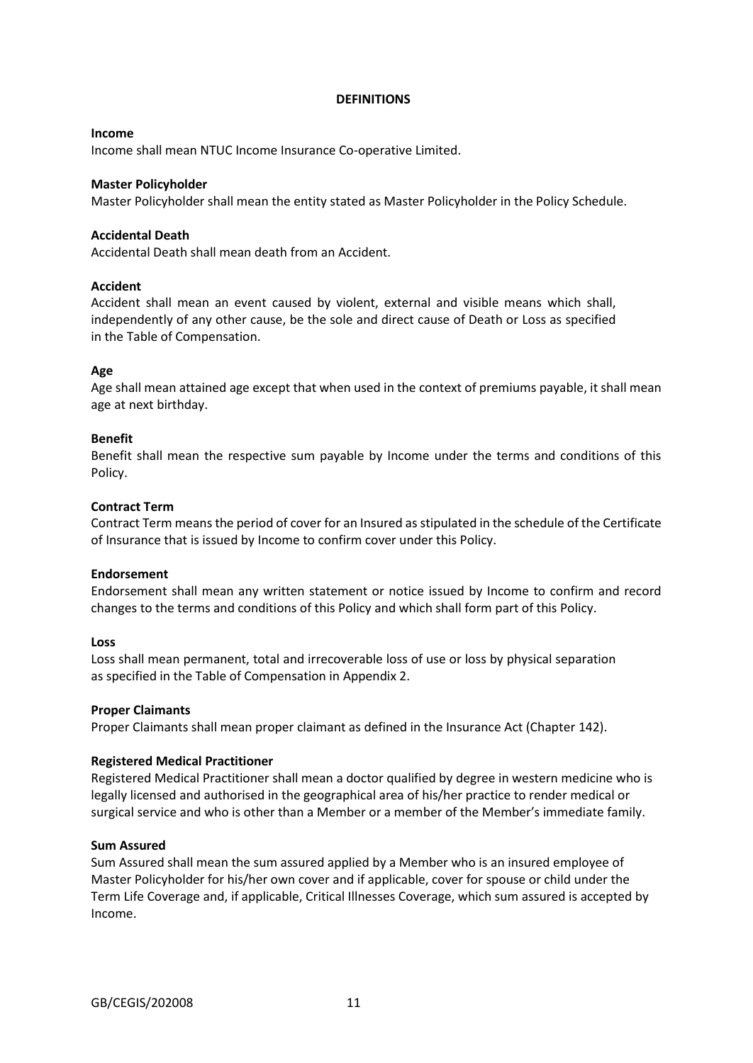## DEFINITIONS

**Income**

Income shall mean NTUC Income Insurance Co-operative Limited.

**Master Policyholder**

Master Policyholder shall mean the entity stated as Master Policyholder in the Policy Schedule.

**Accidental Death**

Accidental Death shall mean death from an Accident.

**Accident**

Accident shall mean an event caused by violent, external and visible means which shall, independently of any other cause, be the sole and direct cause of Death or Loss as specified in the Table of Compensation.

**Age**

Age shall mean attained age except that when used in the context of premiums payable, it shall mean age at next birthday.

**Benefit**

Benefit shall mean the respective sum payable by Income under the terms and conditions of this Policy.

**Contract Term**

Contract Term means the period of cover for an Insured as stipulated in the schedule of the Certificate of Insurance that is issued by Income to confirm cover under this Policy.

**Endorsement**

Endorsement shall mean any written statement or notice issued by Income to confirm and record changes to the terms and conditions of this Policy and which shall form part of this Policy.

**Loss**

Loss shall mean permanent, total and irrecoverable loss of use or loss by physical separation as specified in the Table of Compensation in Appendix 2.

**Proper Claimants**

Proper Claimants shall mean proper claimant as defined in the Insurance Act (Chapter 142).

**Registered Medical Practitioner**

Registered Medical Practitioner shall mean a doctor qualified by degree in western medicine who is legally licensed and authorised in the geographical area of his/her practice to render medical or surgical service and who is other than a Member or a member of the Member's immediate family.

**Sum Assured**

Sum Assured shall mean the sum assured applied by a Member who is an insured employee of Master Policyholder for his/her own cover and if applicable, cover for spouse or child under the Term Life Coverage and, if applicable, Critical Illnesses Coverage, which sum assured is accepted by Income.

GB/CEGIS/202008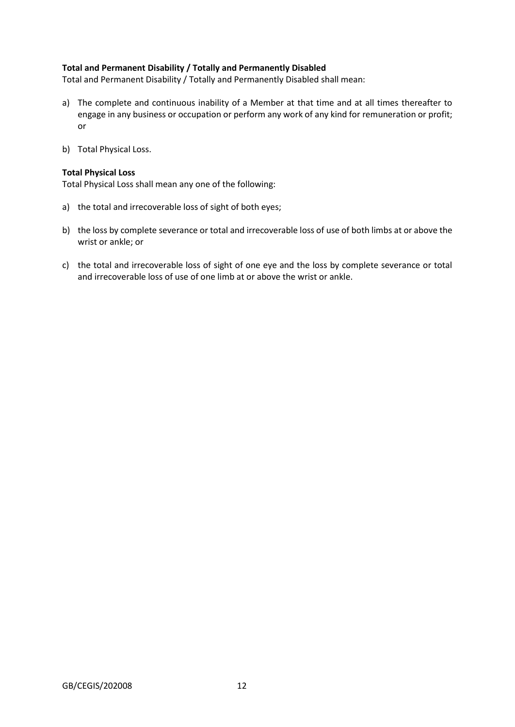**Total and Permanent Disability / Totally and Permanently Disabled**

Total and Permanent Disability / Totally and Permanently Disabled shall mean:

a) The complete and continuous inability of a Member at that time and at all times thereafter to engage in any business or occupation or perform any work of any kind for remuneration or profit; or

b) Total Physical Loss.

**Total Physical Loss**

Total Physical Loss shall mean any one of the following:

a) the total and irrecoverable loss of sight of both eyes;

b) the loss by complete severance or total and irrecoverable loss of use of both limbs at or above the wrist or ankle; or

c) the total and irrecoverable loss of sight of one eye and the loss by complete severance or total and irrecoverable loss of use of one limb at or above the wrist or ankle.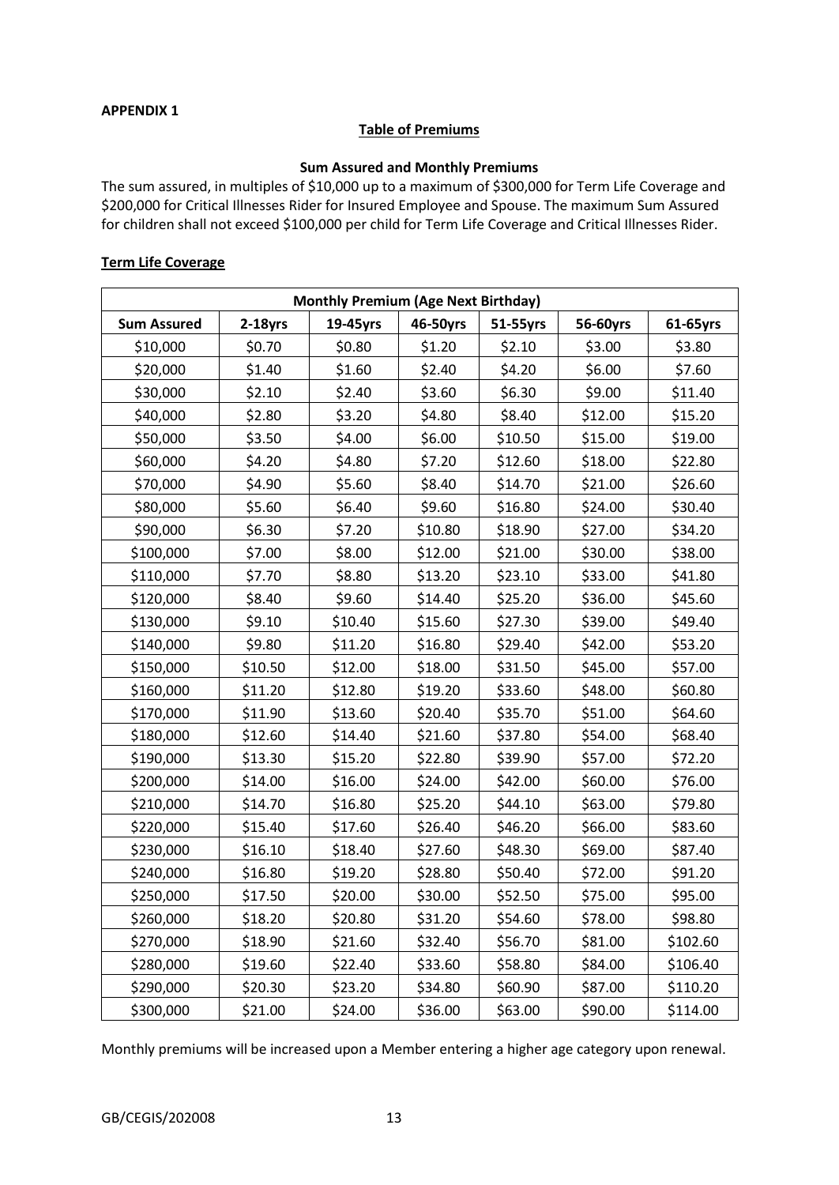**APPENDIX 1**

## Table of Premiums

### Sum Assured and Monthly Premiums

The sum assured, in multiples of $10,000 up to a maximum of $300,000 for Term Life Coverage and $200,000 for Critical Illnesses Rider for Insured Employee and Spouse. The maximum Sum Assured for children shall not exceed $100,000 per child for Term Life Coverage and Critical Illnesses Rider.

### Term Life Coverage

| Monthly Premium (Age Next Birthday) | | | | | | |
|---|---|---|---|---|---|---|
| **Sum Assured** | **2-18yrs** | **19-45yrs** | **46-50yrs** | **51-55yrs** | **56-60yrs** | **61-65yrs** |
| $10,000 | $0.70 | $0.80 | $1.20 | $2.10 | $3.00 | $3.80 |
| $20,000 | $1.40 | $1.60 | $2.40 | $4.20 | $6.00 | $7.60 |
| $30,000 | $2.10 | $2.40 | $3.60 | $6.30 | $9.00 | $11.40 |
| $40,000 | $2.80 | $3.20 | $4.80 | $8.40 | $12.00 | $15.20 |
| $50,000 | $3.50 | $4.00 | $6.00 | $10.50 | $15.00 | $19.00 |
| $60,000 | $4.20 | $4.80 | $7.20 | $12.60 | $18.00 | $22.80 |
| $70,000 | $4.90 | $5.60 | $8.40 | $14.70 | $21.00 | $26.60 |
| $80,000 | $5.60 | $6.40 | $9.60 | $16.80 | $24.00 | $30.40 |
| $90,000 | $6.30 | $7.20 | $10.80 | $18.90 | $27.00 | $34.20 |
| $100,000 | $7.00 | $8.00 | $12.00 | $21.00 | $30.00 | $38.00 |
| $110,000 | $7.70 | $8.80 | $13.20 | $23.10 | $33.00 | $41.80 |
| $120,000 | $8.40 | $9.60 | $14.40 | $25.20 | $36.00 | $45.60 |
| $130,000 | $9.10 | $10.40 | $15.60 | $27.30 | $39.00 | $49.40 |
| $140,000 | $9.80 | $11.20 | $16.80 | $29.40 | $42.00 | $53.20 |
| $150,000 | $10.50 | $12.00 | $18.00 | $31.50 | $45.00 | $57.00 |
| $160,000 | $11.20 | $12.80 | $19.20 | $33.60 | $48.00 | $60.80 |
| $170,000 | $11.90 | $13.60 | $20.40 | $35.70 | $51.00 | $64.60 |
| $180,000 | $12.60 | $14.40 | $21.60 | $37.80 | $54.00 | $68.40 |
| $190,000 | $13.30 | $15.20 | $22.80 | $39.90 | $57.00 | $72.20 |
| $200,000 | $14.00 | $16.00 | $24.00 | $42.00 | $60.00 | $76.00 |
| $210,000 | $14.70 | $16.80 | $25.20 | $44.10 | $63.00 | $79.80 |
| $220,000 | $15.40 | $17.60 | $26.40 | $46.20 | $66.00 | $83.60 |
| $230,000 | $16.10 | $18.40 | $27.60 | $48.30 | $69.00 | $87.40 |
| $240,000 | $16.80 | $19.20 | $28.80 | $50.40 | $72.00 | $91.20 |
| $250,000 | $17.50 | $20.00 | $30.00 | $52.50 | $75.00 | $95.00 |
| $260,000 | $18.20 | $20.80 | $31.20 | $54.60 | $78.00 | $98.80 |
| $270,000 | $18.90 | $21.60 | $32.40 | $56.70 | $81.00 | $102.60 |
| $280,000 | $19.60 | $22.40 | $33.60 | $58.80 | $84.00 | $106.40 |
| $290,000 | $20.30 | $23.20 | $34.80 | $60.90 | $87.00 | $110.20 |
| $300,000 | $21.00 | $24.00 | $36.00 | $63.00 | $90.00 | $114.00 |

Monthly premiums will be increased upon a Member entering a higher age category upon renewal.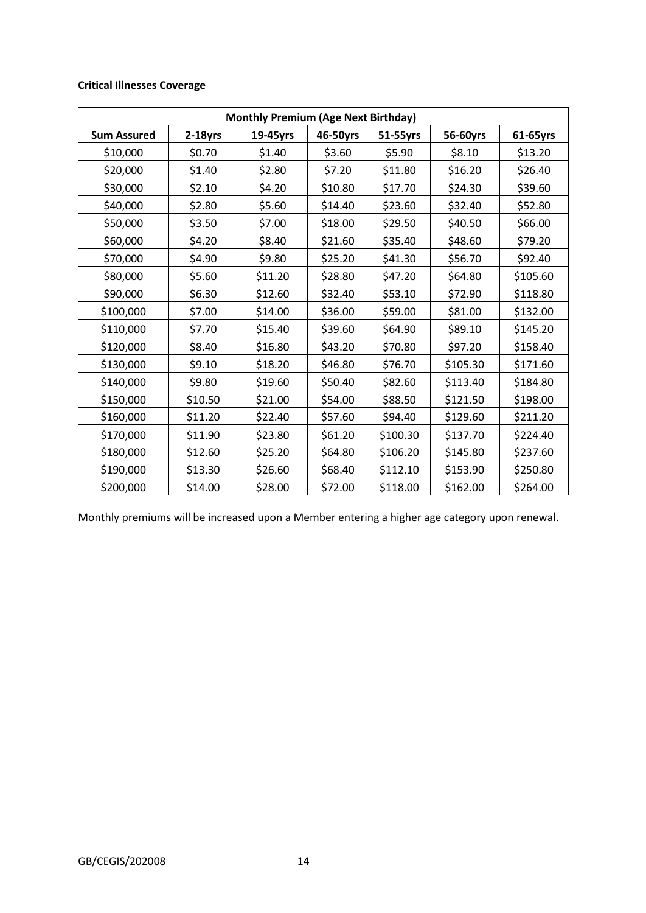**Critical Illnesses Coverage**

| Monthly Premium (Age Next Birthday) | | | | | | |
|---|---|---|---|---|---|---|
| **Sum Assured** | **2-18yrs** | **19-45yrs** | **46-50yrs** | **51-55yrs** | **56-60yrs** | **61-65yrs** |
| $10,000 | $0.70 | $1.40 | $3.60 | $5.90 | $8.10 | $13.20 |
| $20,000 | $1.40 | $2.80 | $7.20 | $11.80 | $16.20 | $26.40 |
| $30,000 | $2.10 | $4.20 | $10.80 | $17.70 | $24.30 | $39.60 |
| $40,000 | $2.80 | $5.60 | $14.40 | $23.60 | $32.40 | $52.80 |
| $50,000 | $3.50 | $7.00 | $18.00 | $29.50 | $40.50 | $66.00 |
| $60,000 | $4.20 | $8.40 | $21.60 | $35.40 | $48.60 | $79.20 |
| $70,000 | $4.90 | $9.80 | $25.20 | $41.30 | $56.70 | $92.40 |
| $80,000 | $5.60 | $11.20 | $28.80 | $47.20 | $64.80 | $105.60 |
| $90,000 | $6.30 | $12.60 | $32.40 | $53.10 | $72.90 | $118.80 |
| $100,000 | $7.00 | $14.00 | $36.00 | $59.00 | $81.00 | $132.00 |
| $110,000 | $7.70 | $15.40 | $39.60 | $64.90 | $89.10 | $145.20 |
| $120,000 | $8.40 | $16.80 | $43.20 | $70.80 | $97.20 | $158.40 |
| $130,000 | $9.10 | $18.20 | $46.80 | $76.70 | $105.30 | $171.60 |
| $140,000 | $9.80 | $19.60 | $50.40 | $82.60 | $113.40 | $184.80 |
| $150,000 | $10.50 | $21.00 | $54.00 | $88.50 | $121.50 | $198.00 |
| $160,000 | $11.20 | $22.40 | $57.60 | $94.40 | $129.60 | $211.20 |
| $170,000 | $11.90 | $23.80 | $61.20 | $100.30 | $137.70 | $224.40 |
| $180,000 | $12.60 | $25.20 | $64.80 | $106.20 | $145.80 | $237.60 |
| $190,000 | $13.30 | $26.60 | $68.40 | $112.10 | $153.90 | $250.80 |
| $200,000 | $14.00 | $28.00 | $72.00 | $118.00 | $162.00 | $264.00 |

Monthly premiums will be increased upon a Member entering a higher age category upon renewal.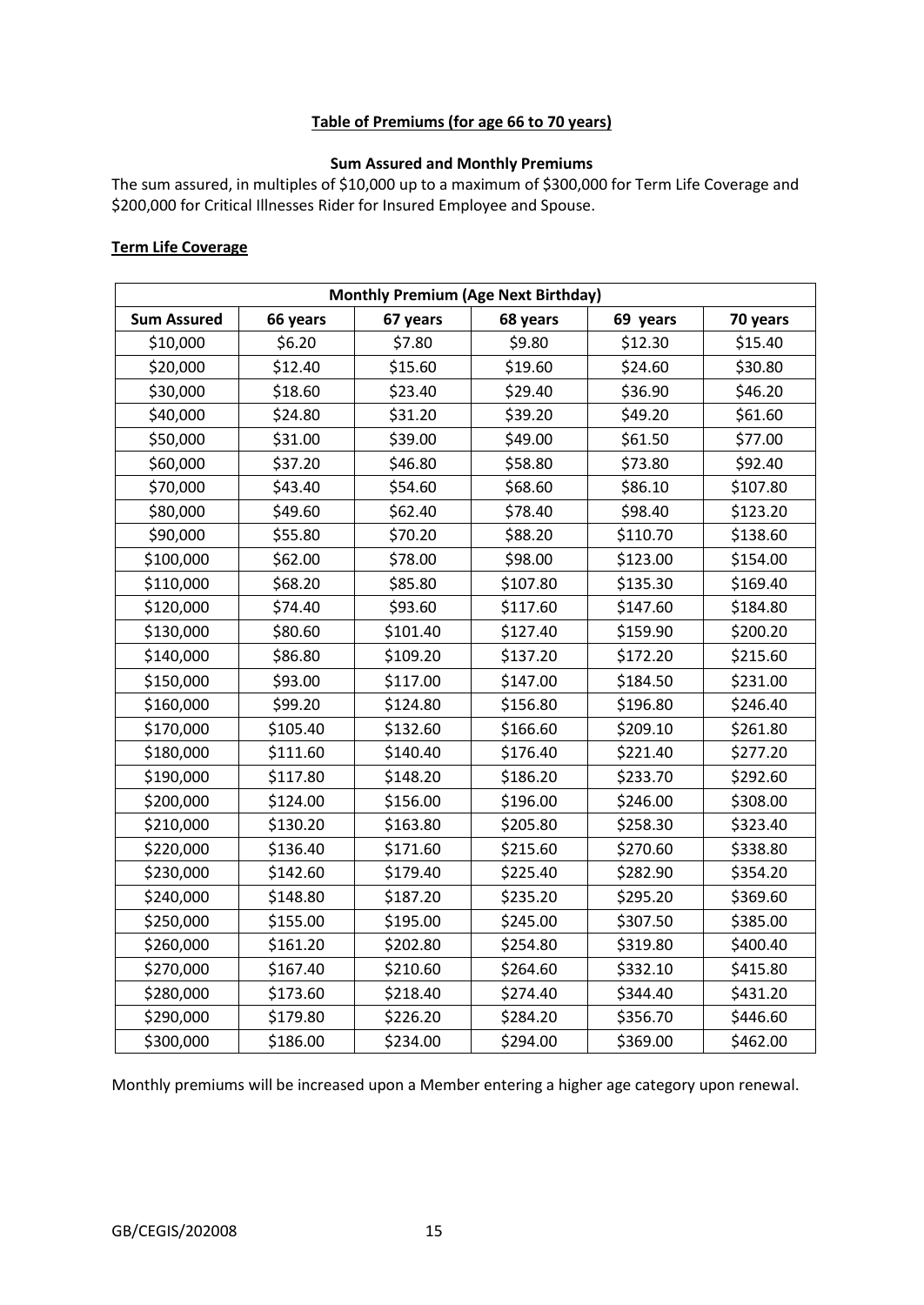## Table of Premiums (for age 66 to 70 years)

**Sum Assured and Monthly Premiums**

The sum assured, in multiples of $10,000 up to a maximum of $300,000 for Term Life Coverage and $200,000 for Critical Illnesses Rider for Insured Employee and Spouse.

### Term Life Coverage

| **Monthly Premium (Age Next Birthday)** | | | | | |
|---|---|---|---|---|---|
| **Sum Assured** | **66 years** | **67 years** | **68 years** | **69 years** | **70 years** |
| $10,000 | $6.20 | $7.80 | $9.80 | $12.30 | $15.40 |
| $20,000 | $12.40 | $15.60 | $19.60 | $24.60 | $30.80 |
| $30,000 | $18.60 | $23.40 | $29.40 | $36.90 | $46.20 |
| $40,000 | $24.80 | $31.20 | $39.20 | $49.20 | $61.60 |
| $50,000 | $31.00 | $39.00 | $49.00 | $61.50 | $77.00 |
| $60,000 | $37.20 | $46.80 | $58.80 | $73.80 | $92.40 |
| $70,000 | $43.40 | $54.60 | $68.60 | $86.10 | $107.80 |
| $80,000 | $49.60 | $62.40 | $78.40 | $98.40 | $123.20 |
| $90,000 | $55.80 | $70.20 | $88.20 | $110.70 | $138.60 |
| $100,000 | $62.00 | $78.00 | $98.00 | $123.00 | $154.00 |
| $110,000 | $68.20 | $85.80 | $107.80 | $135.30 | $169.40 |
| $120,000 | $74.40 | $93.60 | $117.60 | $147.60 | $184.80 |
| $130,000 | $80.60 | $101.40 | $127.40 | $159.90 | $200.20 |
| $140,000 | $86.80 | $109.20 | $137.20 | $172.20 | $215.60 |
| $150,000 | $93.00 | $117.00 | $147.00 | $184.50 | $231.00 |
| $160,000 | $99.20 | $124.80 | $156.80 | $196.80 | $246.40 |
| $170,000 | $105.40 | $132.60 | $166.60 | $209.10 | $261.80 |
| $180,000 | $111.60 | $140.40 | $176.40 | $221.40 | $277.20 |
| $190,000 | $117.80 | $148.20 | $186.20 | $233.70 | $292.60 |
| $200,000 | $124.00 | $156.00 | $196.00 | $246.00 | $308.00 |
| $210,000 | $130.20 | $163.80 | $205.80 | $258.30 | $323.40 |
| $220,000 | $136.40 | $171.60 | $215.60 | $270.60 | $338.80 |
| $230,000 | $142.60 | $179.40 | $225.40 | $282.90 | $354.20 |
| $240,000 | $148.80 | $187.20 | $235.20 | $295.20 | $369.60 |
| $250,000 | $155.00 | $195.00 | $245.00 | $307.50 | $385.00 |
| $260,000 | $161.20 | $202.80 | $254.80 | $319.80 | $400.40 |
| $270,000 | $167.40 | $210.60 | $264.60 | $332.10 | $415.80 |
| $280,000 | $173.60 | $218.40 | $274.40 | $344.40 | $431.20 |
| $290,000 | $179.80 | $226.20 | $284.20 | $356.70 | $446.60 |
| $300,000 | $186.00 | $234.00 | $294.00 | $369.00 | $462.00 |

Monthly premiums will be increased upon a Member entering a higher age category upon renewal.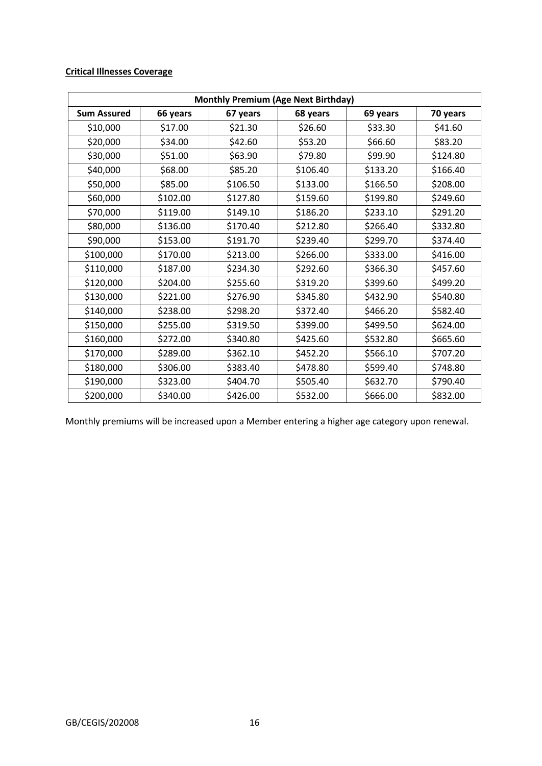**Critical Illnesses Coverage**

| Monthly Premium (Age Next Birthday) | | | | | |
|---|---|---|---|---|---|
| **Sum Assured** | **66 years** | **67 years** | **68 years** | **69 years** | **70 years** |
| $10,000 | $17.00 | $21.30 | $26.60 | $33.30 | $41.60 |
| $20,000 | $34.00 | $42.60 | $53.20 | $66.60 | $83.20 |
| $30,000 | $51.00 | $63.90 | $79.80 | $99.90 | $124.80 |
| $40,000 | $68.00 | $85.20 | $106.40 | $133.20 | $166.40 |
| $50,000 | $85.00 | $106.50 | $133.00 | $166.50 | $208.00 |
| $60,000 | $102.00 | $127.80 | $159.60 | $199.80 | $249.60 |
| $70,000 | $119.00 | $149.10 | $186.20 | $233.10 | $291.20 |
| $80,000 | $136.00 | $170.40 | $212.80 | $266.40 | $332.80 |
| $90,000 | $153.00 | $191.70 | $239.40 | $299.70 | $374.40 |
| $100,000 | $170.00 | $213.00 | $266.00 | $333.00 | $416.00 |
| $110,000 | $187.00 | $234.30 | $292.60 | $366.30 | $457.60 |
| $120,000 | $204.00 | $255.60 | $319.20 | $399.60 | $499.20 |
| $130,000 | $221.00 | $276.90 | $345.80 | $432.90 | $540.80 |
| $140,000 | $238.00 | $298.20 | $372.40 | $466.20 | $582.40 |
| $150,000 | $255.00 | $319.50 | $399.00 | $499.50 | $624.00 |
| $160,000 | $272.00 | $340.80 | $425.60 | $532.80 | $665.60 |
| $170,000 | $289.00 | $362.10 | $452.20 | $566.10 | $707.20 |
| $180,000 | $306.00 | $383.40 | $478.80 | $599.40 | $748.80 |
| $190,000 | $323.00 | $404.70 | $505.40 | $632.70 | $790.40 |
| $200,000 | $340.00 | $426.00 | $532.00 | $666.00 | $832.00 |

Monthly premiums will be increased upon a Member entering a higher age category upon renewal.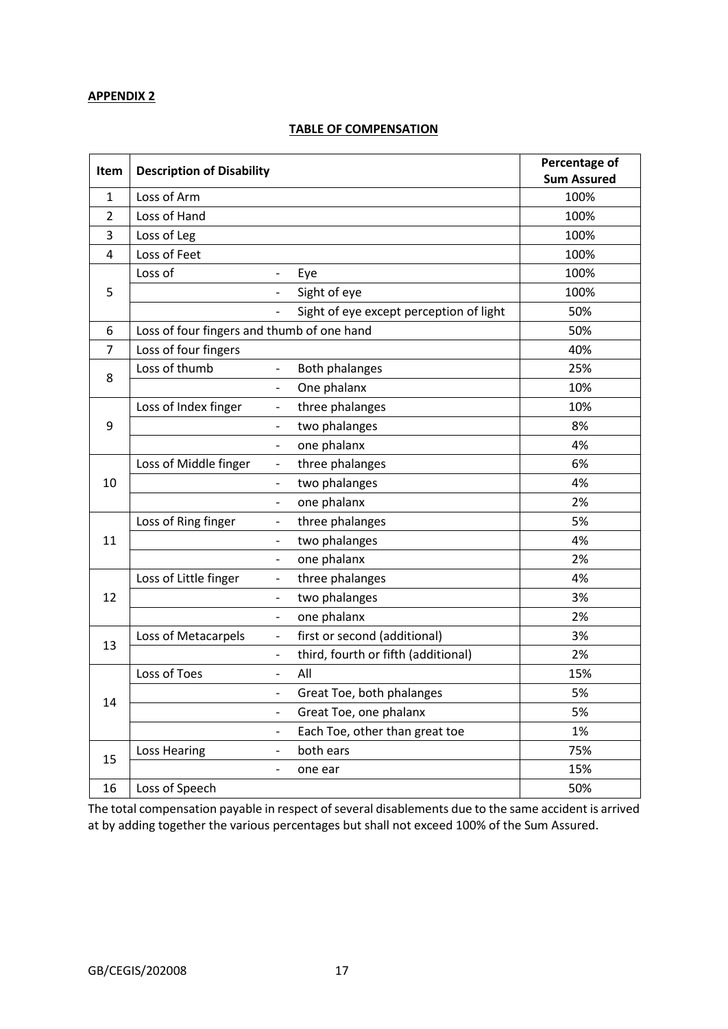**APPENDIX 2**

**TABLE OF COMPENSATION**

| Item | Description of Disability | | | Percentage of Sum Assured |
|---|---|---|---|---|
| 1 | Loss of Arm | | | 100% |
| 2 | Loss of Hand | | | 100% |
| 3 | Loss of Leg | | | 100% |
| 4 | Loss of Feet | | | 100% |
| 5 | Loss of | - | Eye | 100% |
| | | - | Sight of eye | 100% |
| | | - | Sight of eye except perception of light | 50% |
| 6 | Loss of four fingers and thumb of one hand | | | 50% |
| 7 | Loss of four fingers | | | 40% |
| 8 | Loss of thumb | - | Both phalanges | 25% |
| | | - | One phalanx | 10% |
| 9 | Loss of Index finger | - | three phalanges | 10% |
| | | - | two phalanges | 8% |
| | | - | one phalanx | 4% |
| 10 | Loss of Middle finger | - | three phalanges | 6% |
| | | - | two phalanges | 4% |
| | | - | one phalanx | 2% |
| 11 | Loss of Ring finger | - | three phalanges | 5% |
| | | - | two phalanges | 4% |
| | | - | one phalanx | 2% |
| 12 | Loss of Little finger | - | three phalanges | 4% |
| | | - | two phalanges | 3% |
| | | - | one phalanx | 2% |
| 13 | Loss of Metacarpels | - | first or second (additional) | 3% |
| | | - | third, fourth or fifth (additional) | 2% |
| 14 | Loss of Toes | - | All | 15% |
| | | - | Great Toe, both phalanges | 5% |
| | | - | Great Toe, one phalanx | 5% |
| | | - | Each Toe, other than great toe | 1% |
| 15 | Loss Hearing | - | both ears | 75% |
| | | - | one ear | 15% |
| 16 | Loss of Speech | | | 50% |

The total compensation payable in respect of several disablements due to the same accident is arrived at by adding together the various percentages but shall not exceed 100% of the Sum Assured.

GB/CEGIS/202008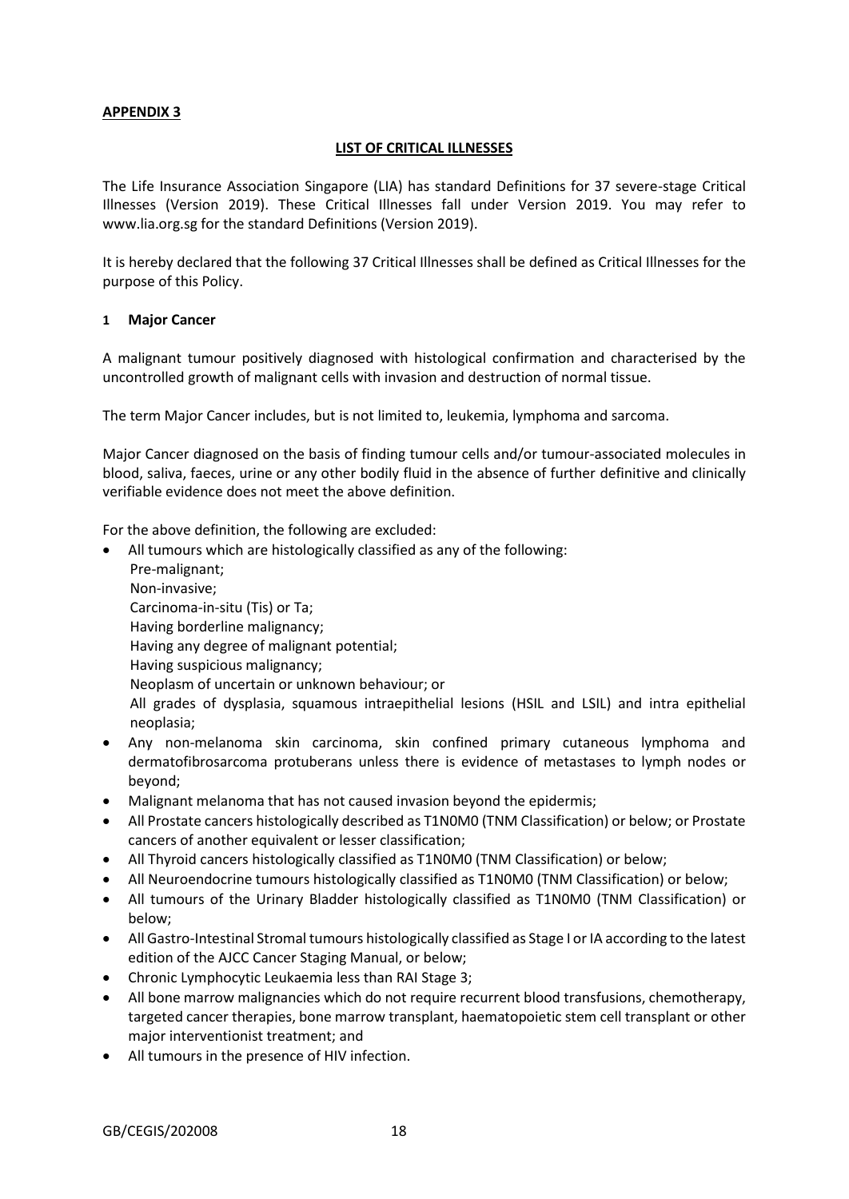**APPENDIX 3**

**LIST OF CRITICAL ILLNESSES**

The Life Insurance Association Singapore (LIA) has standard Definitions for 37 severe-stage Critical Illnesses (Version 2019). These Critical Illnesses fall under Version 2019. You may refer to www.lia.org.sg for the standard Definitions (Version 2019).

It is hereby declared that the following 37 Critical Illnesses shall be defined as Critical Illnesses for the purpose of this Policy.

**1 Major Cancer**

A malignant tumour positively diagnosed with histological confirmation and characterised by the uncontrolled growth of malignant cells with invasion and destruction of normal tissue.

The term Major Cancer includes, but is not limited to, leukemia, lymphoma and sarcoma.

Major Cancer diagnosed on the basis of finding tumour cells and/or tumour-associated molecules in blood, saliva, faeces, urine or any other bodily fluid in the absence of further definitive and clinically verifiable evidence does not meet the above definition.

For the above definition, the following are excluded:

- All tumours which are histologically classified as any of the following:
  Pre-malignant;
  Non-invasive;
  Carcinoma-in-situ (Tis) or Ta;
  Having borderline malignancy;
  Having any degree of malignant potential;
  Having suspicious malignancy;
  Neoplasm of uncertain or unknown behaviour; or
  All grades of dysplasia, squamous intraepithelial lesions (HSIL and LSIL) and intra epithelial neoplasia;
- Any non-melanoma skin carcinoma, skin confined primary cutaneous lymphoma and dermatofibrosarcoma protuberans unless there is evidence of metastases to lymph nodes or beyond;
- Malignant melanoma that has not caused invasion beyond the epidermis;
- All Prostate cancers histologically described as T1N0M0 (TNM Classification) or below; or Prostate cancers of another equivalent or lesser classification;
- All Thyroid cancers histologically classified as T1N0M0 (TNM Classification) or below;
- All Neuroendocrine tumours histologically classified as T1N0M0 (TNM Classification) or below;
- All tumours of the Urinary Bladder histologically classified as T1N0M0 (TNM Classification) or below;
- All Gastro-Intestinal Stromal tumours histologically classified as Stage I or IA according to the latest edition of the AJCC Cancer Staging Manual, or below;
- Chronic Lymphocytic Leukaemia less than RAI Stage 3;
- All bone marrow malignancies which do not require recurrent blood transfusions, chemotherapy, targeted cancer therapies, bone marrow transplant, haematopoietic stem cell transplant or other major interventionist treatment; and
- All tumours in the presence of HIV infection.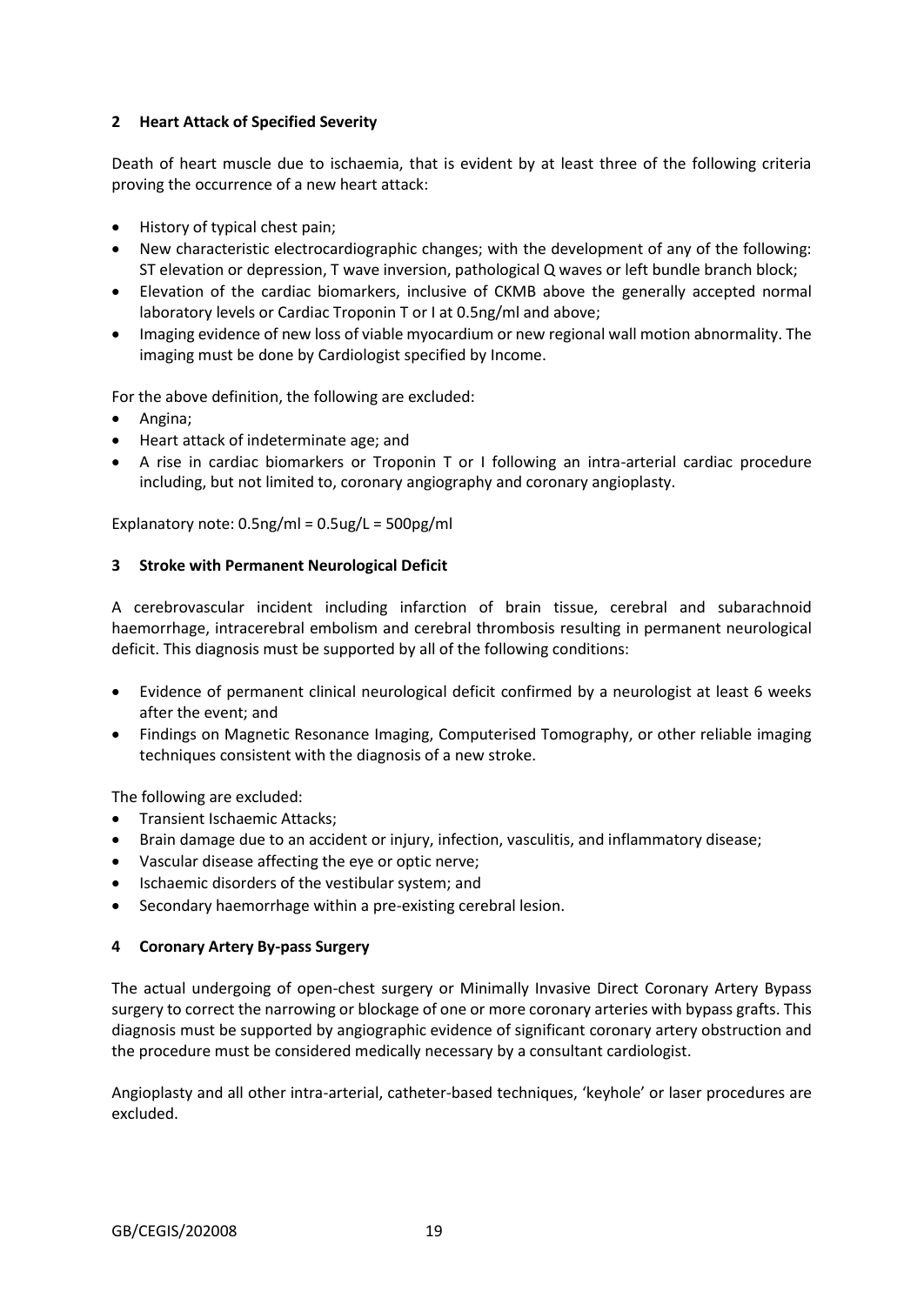## 2 Heart Attack of Specified Severity

Death of heart muscle due to ischaemia, that is evident by at least three of the following criteria proving the occurrence of a new heart attack:

- History of typical chest pain;
- New characteristic electrocardiographic changes; with the development of any of the following: ST elevation or depression, T wave inversion, pathological Q waves or left bundle branch block;
- Elevation of the cardiac biomarkers, inclusive of CKMB above the generally accepted normal laboratory levels or Cardiac Troponin T or I at 0.5ng/ml and above;
- Imaging evidence of new loss of viable myocardium or new regional wall motion abnormality. The imaging must be done by Cardiologist specified by Income.

For the above definition, the following are excluded:

- Angina;
- Heart attack of indeterminate age; and
- A rise in cardiac biomarkers or Troponin T or I following an intra-arterial cardiac procedure including, but not limited to, coronary angiography and coronary angioplasty.

Explanatory note: 0.5ng/ml = 0.5ug/L = 500pg/ml

## 3 Stroke with Permanent Neurological Deficit

A cerebrovascular incident including infarction of brain tissue, cerebral and subarachnoid haemorrhage, intracerebral embolism and cerebral thrombosis resulting in permanent neurological deficit. This diagnosis must be supported by all of the following conditions:

- Evidence of permanent clinical neurological deficit confirmed by a neurologist at least 6 weeks after the event; and
- Findings on Magnetic Resonance Imaging, Computerised Tomography, or other reliable imaging techniques consistent with the diagnosis of a new stroke.

The following are excluded:

- Transient Ischaemic Attacks;
- Brain damage due to an accident or injury, infection, vasculitis, and inflammatory disease;
- Vascular disease affecting the eye or optic nerve;
- Ischaemic disorders of the vestibular system; and
- Secondary haemorrhage within a pre-existing cerebral lesion.

## 4 Coronary Artery By-pass Surgery

The actual undergoing of open-chest surgery or Minimally Invasive Direct Coronary Artery Bypass surgery to correct the narrowing or blockage of one or more coronary arteries with bypass grafts. This diagnosis must be supported by angiographic evidence of significant coronary artery obstruction and the procedure must be considered medically necessary by a consultant cardiologist.

Angioplasty and all other intra-arterial, catheter-based techniques, 'keyhole' or laser procedures are excluded.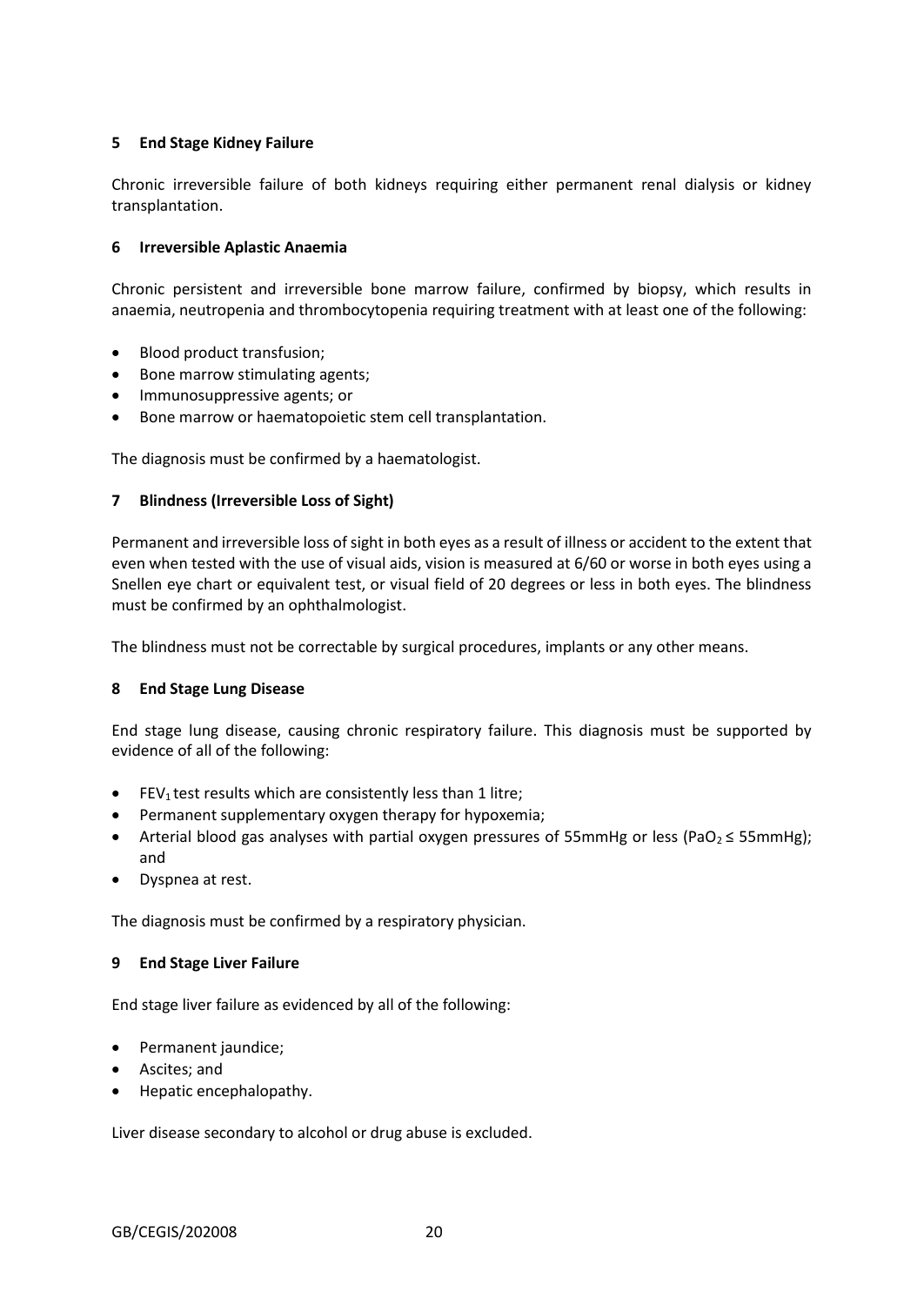### 5 End Stage Kidney Failure

Chronic irreversible failure of both kidneys requiring either permanent renal dialysis or kidney transplantation.

### 6 Irreversible Aplastic Anaemia

Chronic persistent and irreversible bone marrow failure, confirmed by biopsy, which results in anaemia, neutropenia and thrombocytopenia requiring treatment with at least one of the following:

- Blood product transfusion;
- Bone marrow stimulating agents;
- Immunosuppressive agents; or
- Bone marrow or haematopoietic stem cell transplantation.

The diagnosis must be confirmed by a haematologist.

### 7 Blindness (Irreversible Loss of Sight)

Permanent and irreversible loss of sight in both eyes as a result of illness or accident to the extent that even when tested with the use of visual aids, vision is measured at 6/60 or worse in both eyes using a Snellen eye chart or equivalent test, or visual field of 20 degrees or less in both eyes. The blindness must be confirmed by an ophthalmologist.

The blindness must not be correctable by surgical procedures, implants or any other means.

### 8 End Stage Lung Disease

End stage lung disease, causing chronic respiratory failure. This diagnosis must be supported by evidence of all of the following:

- $FEV_1$ test results which are consistently less than 1 litre;
- Permanent supplementary oxygen therapy for hypoxemia;
- Arterial blood gas analyses with partial oxygen pressures of 55mmHg or less ($PaO_2 \leq 55$mmHg); and
- Dyspnea at rest.

The diagnosis must be confirmed by a respiratory physician.

### 9 End Stage Liver Failure

End stage liver failure as evidenced by all of the following:

- Permanent jaundice;
- Ascites; and
- Hepatic encephalopathy.

Liver disease secondary to alcohol or drug abuse is excluded.

GB/CEGIS/202008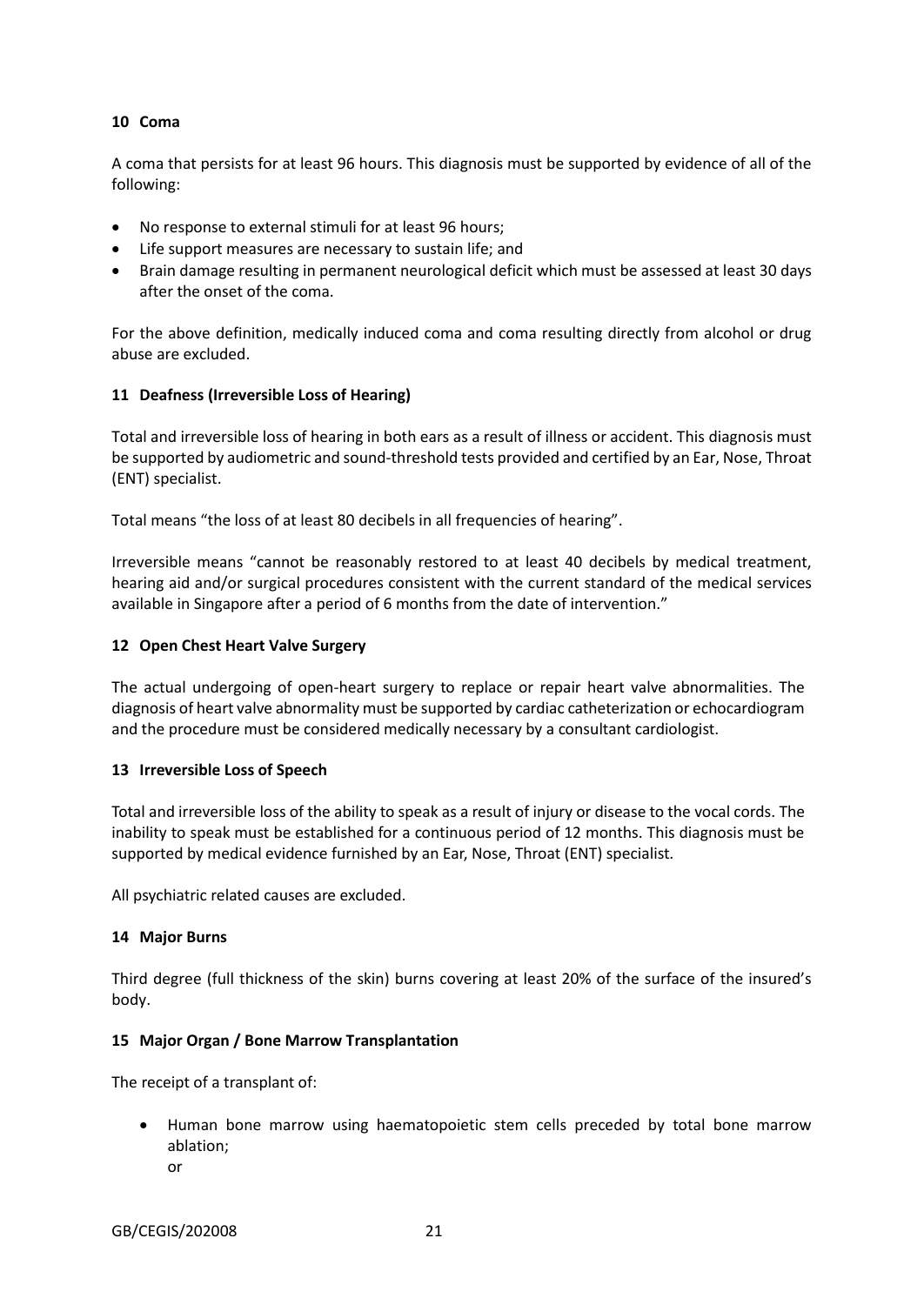### 10 Coma

A coma that persists for at least 96 hours. This diagnosis must be supported by evidence of all of the following:

- No response to external stimuli for at least 96 hours;
- Life support measures are necessary to sustain life; and
- Brain damage resulting in permanent neurological deficit which must be assessed at least 30 days after the onset of the coma.

For the above definition, medically induced coma and coma resulting directly from alcohol or drug abuse are excluded.

### 11 Deafness (Irreversible Loss of Hearing)

Total and irreversible loss of hearing in both ears as a result of illness or accident. This diagnosis must be supported by audiometric and sound-threshold tests provided and certified by an Ear, Nose, Throat (ENT) specialist.

Total means "the loss of at least 80 decibels in all frequencies of hearing".

Irreversible means "cannot be reasonably restored to at least 40 decibels by medical treatment, hearing aid and/or surgical procedures consistent with the current standard of the medical services available in Singapore after a period of 6 months from the date of intervention."

### 12 Open Chest Heart Valve Surgery

The actual undergoing of open-heart surgery to replace or repair heart valve abnormalities. The diagnosis of heart valve abnormality must be supported by cardiac catheterization or echocardiogram and the procedure must be considered medically necessary by a consultant cardiologist.

### 13 Irreversible Loss of Speech

Total and irreversible loss of the ability to speak as a result of injury or disease to the vocal cords. The inability to speak must be established for a continuous period of 12 months. This diagnosis must be supported by medical evidence furnished by an Ear, Nose, Throat (ENT) specialist.

All psychiatric related causes are excluded.

### 14 Major Burns

Third degree (full thickness of the skin) burns covering at least 20% of the surface of the insured's body.

### 15 Major Organ / Bone Marrow Transplantation

The receipt of a transplant of:

- Human bone marrow using haematopoietic stem cells preceded by total bone marrow ablation;
  or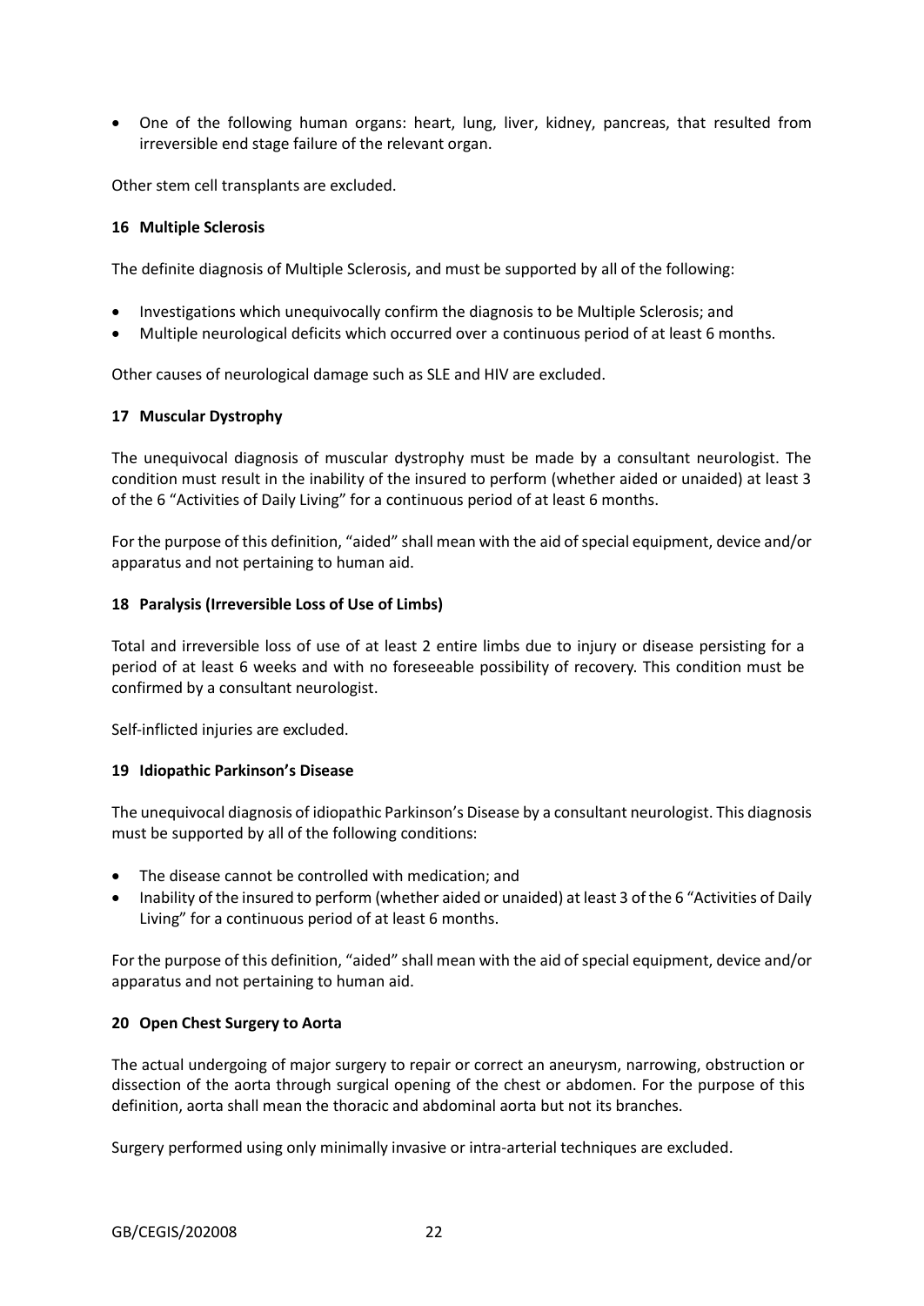- One of the following human organs: heart, lung, liver, kidney, pancreas, that resulted from irreversible end stage failure of the relevant organ.

Other stem cell transplants are excluded.

### 16 Multiple Sclerosis

The definite diagnosis of Multiple Sclerosis, and must be supported by all of the following:

- Investigations which unequivocally confirm the diagnosis to be Multiple Sclerosis; and
- Multiple neurological deficits which occurred over a continuous period of at least 6 months.

Other causes of neurological damage such as SLE and HIV are excluded.

### 17 Muscular Dystrophy

The unequivocal diagnosis of muscular dystrophy must be made by a consultant neurologist. The condition must result in the inability of the insured to perform (whether aided or unaided) at least 3 of the 6 "Activities of Daily Living" for a continuous period of at least 6 months.

For the purpose of this definition, "aided" shall mean with the aid of special equipment, device and/or apparatus and not pertaining to human aid.

### 18 Paralysis (Irreversible Loss of Use of Limbs)

Total and irreversible loss of use of at least 2 entire limbs due to injury or disease persisting for a period of at least 6 weeks and with no foreseeable possibility of recovery. This condition must be confirmed by a consultant neurologist.

Self-inflicted injuries are excluded.

### 19 Idiopathic Parkinson's Disease

The unequivocal diagnosis of idiopathic Parkinson's Disease by a consultant neurologist. This diagnosis must be supported by all of the following conditions:

- The disease cannot be controlled with medication; and
- Inability of the insured to perform (whether aided or unaided) at least 3 of the 6 "Activities of Daily Living" for a continuous period of at least 6 months.

For the purpose of this definition, "aided" shall mean with the aid of special equipment, device and/or apparatus and not pertaining to human aid.

### 20 Open Chest Surgery to Aorta

The actual undergoing of major surgery to repair or correct an aneurysm, narrowing, obstruction or dissection of the aorta through surgical opening of the chest or abdomen. For the purpose of this definition, aorta shall mean the thoracic and abdominal aorta but not its branches.

Surgery performed using only minimally invasive or intra-arterial techniques are excluded.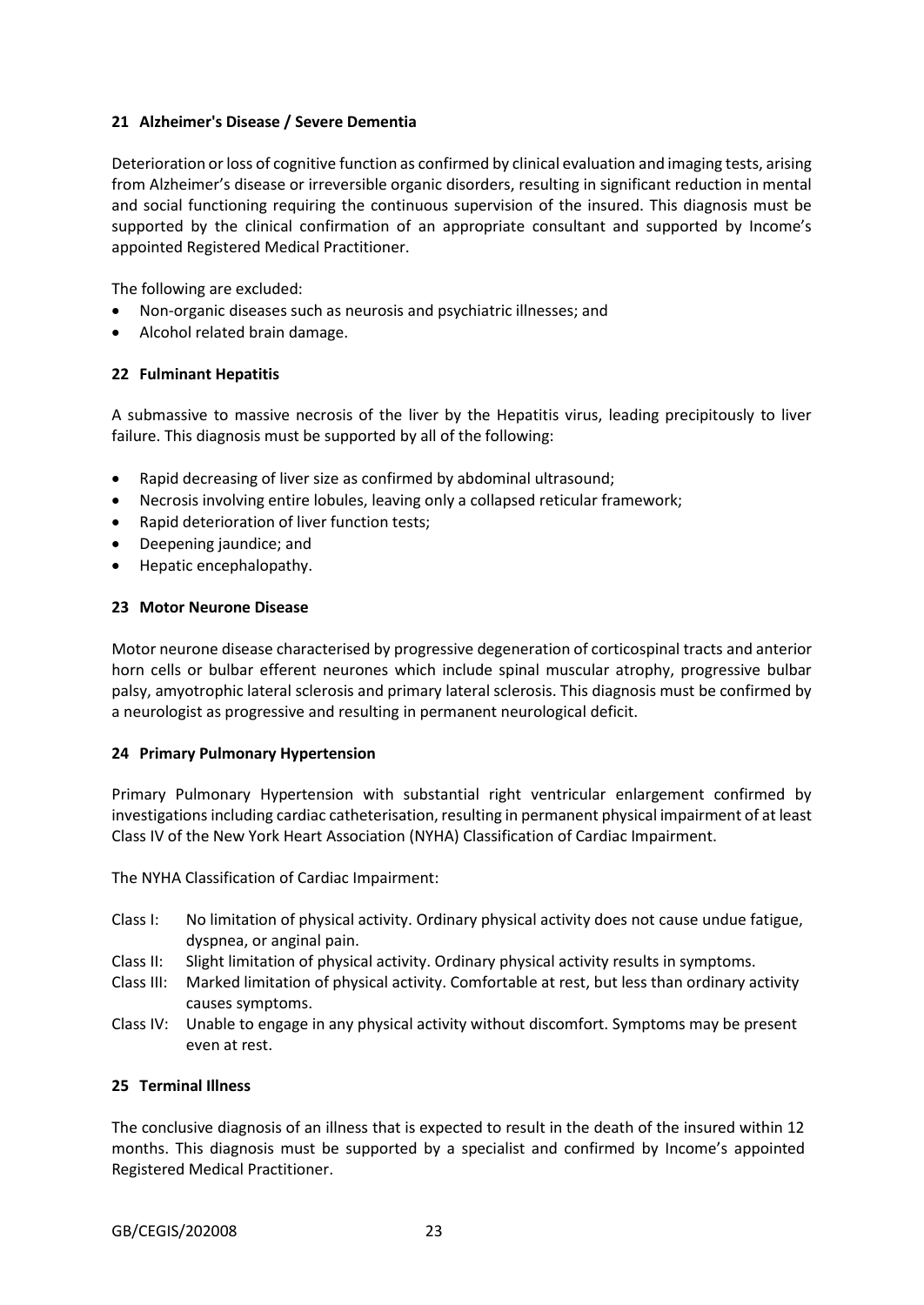### 21 Alzheimer's Disease / Severe Dementia

Deterioration or loss of cognitive function as confirmed by clinical evaluation and imaging tests, arising from Alzheimer's disease or irreversible organic disorders, resulting in significant reduction in mental and social functioning requiring the continuous supervision of the insured. This diagnosis must be supported by the clinical confirmation of an appropriate consultant and supported by Income's appointed Registered Medical Practitioner.

The following are excluded:

- Non-organic diseases such as neurosis and psychiatric illnesses; and
- Alcohol related brain damage.

### 22 Fulminant Hepatitis

A submassive to massive necrosis of the liver by the Hepatitis virus, leading precipitously to liver failure. This diagnosis must be supported by all of the following:

- Rapid decreasing of liver size as confirmed by abdominal ultrasound;
- Necrosis involving entire lobules, leaving only a collapsed reticular framework;
- Rapid deterioration of liver function tests;
- Deepening jaundice; and
- Hepatic encephalopathy.

### 23 Motor Neurone Disease

Motor neurone disease characterised by progressive degeneration of corticospinal tracts and anterior horn cells or bulbar efferent neurones which include spinal muscular atrophy, progressive bulbar palsy, amyotrophic lateral sclerosis and primary lateral sclerosis. This diagnosis must be confirmed by a neurologist as progressive and resulting in permanent neurological deficit.

### 24 Primary Pulmonary Hypertension

Primary Pulmonary Hypertension with substantial right ventricular enlargement confirmed by investigations including cardiac catheterisation, resulting in permanent physical impairment of at least Class IV of the New York Heart Association (NYHA) Classification of Cardiac Impairment.

The NYHA Classification of Cardiac Impairment:

- Class I: No limitation of physical activity. Ordinary physical activity does not cause undue fatigue, dyspnea, or anginal pain.
- Class II: Slight limitation of physical activity. Ordinary physical activity results in symptoms.
- Class III: Marked limitation of physical activity. Comfortable at rest, but less than ordinary activity causes symptoms.
- Class IV: Unable to engage in any physical activity without discomfort. Symptoms may be present even at rest.

### 25 Terminal Illness

The conclusive diagnosis of an illness that is expected to result in the death of the insured within 12 months. This diagnosis must be supported by a specialist and confirmed by Income's appointed Registered Medical Practitioner.

GB/CEGIS/202008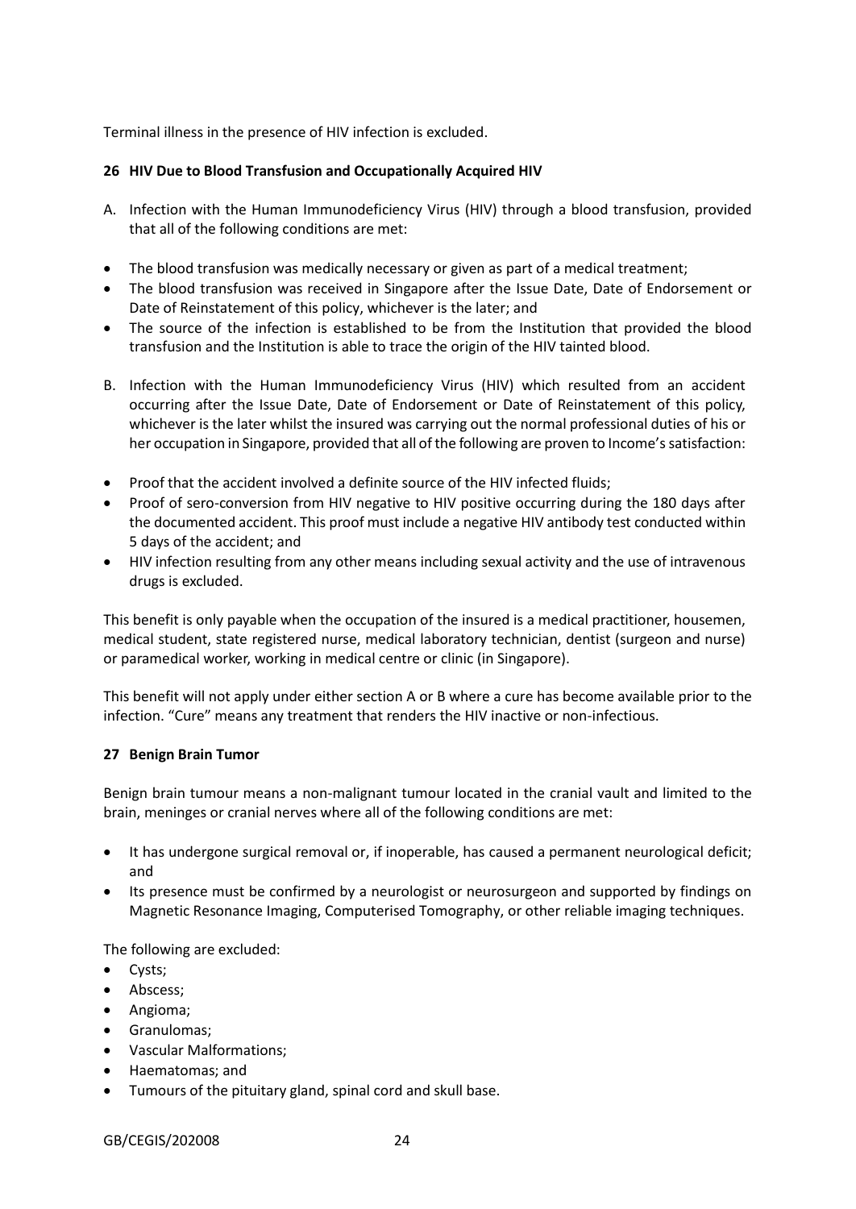Terminal illness in the presence of HIV infection is excluded.

### 26 HIV Due to Blood Transfusion and Occupationally Acquired HIV

A. Infection with the Human Immunodeficiency Virus (HIV) through a blood transfusion, provided that all of the following conditions are met:

- The blood transfusion was medically necessary or given as part of a medical treatment;
- The blood transfusion was received in Singapore after the Issue Date, Date of Endorsement or Date of Reinstatement of this policy, whichever is the later; and
- The source of the infection is established to be from the Institution that provided the blood transfusion and the Institution is able to trace the origin of the HIV tainted blood.

B. Infection with the Human Immunodeficiency Virus (HIV) which resulted from an accident occurring after the Issue Date, Date of Endorsement or Date of Reinstatement of this policy, whichever is the later whilst the insured was carrying out the normal professional duties of his or her occupation in Singapore, provided that all of the following are proven to Income's satisfaction:

- Proof that the accident involved a definite source of the HIV infected fluids;
- Proof of sero-conversion from HIV negative to HIV positive occurring during the 180 days after the documented accident. This proof must include a negative HIV antibody test conducted within 5 days of the accident; and
- HIV infection resulting from any other means including sexual activity and the use of intravenous drugs is excluded.

This benefit is only payable when the occupation of the insured is a medical practitioner, housemen, medical student, state registered nurse, medical laboratory technician, dentist (surgeon and nurse) or paramedical worker, working in medical centre or clinic (in Singapore).

This benefit will not apply under either section A or B where a cure has become available prior to the infection. "Cure" means any treatment that renders the HIV inactive or non-infectious.

### 27 Benign Brain Tumor

Benign brain tumour means a non-malignant tumour located in the cranial vault and limited to the brain, meninges or cranial nerves where all of the following conditions are met:

- It has undergone surgical removal or, if inoperable, has caused a permanent neurological deficit; and
- Its presence must be confirmed by a neurologist or neurosurgeon and supported by findings on Magnetic Resonance Imaging, Computerised Tomography, or other reliable imaging techniques.

The following are excluded:

- Cysts;
- Abscess;
- Angioma;
- Granulomas;
- Vascular Malformations;
- Haematomas; and
- Tumours of the pituitary gland, spinal cord and skull base.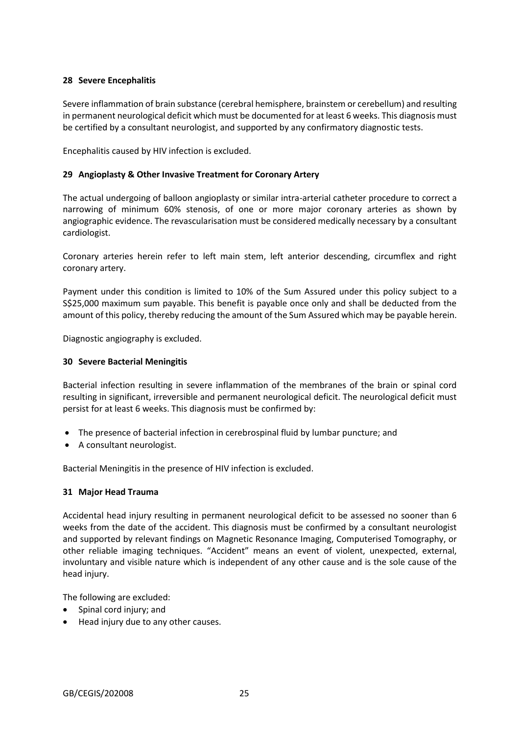### 28 Severe Encephalitis

Severe inflammation of brain substance (cerebral hemisphere, brainstem or cerebellum) and resulting in permanent neurological deficit which must be documented for at least 6 weeks. This diagnosis must be certified by a consultant neurologist, and supported by any confirmatory diagnostic tests.

Encephalitis caused by HIV infection is excluded.

### 29 Angioplasty & Other Invasive Treatment for Coronary Artery

The actual undergoing of balloon angioplasty or similar intra-arterial catheter procedure to correct a narrowing of minimum 60% stenosis, of one or more major coronary arteries as shown by angiographic evidence. The revascularisation must be considered medically necessary by a consultant cardiologist.

Coronary arteries herein refer to left main stem, left anterior descending, circumflex and right coronary artery.

Payment under this condition is limited to 10% of the Sum Assured under this policy subject to a S$25,000 maximum sum payable. This benefit is payable once only and shall be deducted from the amount of this policy, thereby reducing the amount of the Sum Assured which may be payable herein.

Diagnostic angiography is excluded.

### 30 Severe Bacterial Meningitis

Bacterial infection resulting in severe inflammation of the membranes of the brain or spinal cord resulting in significant, irreversible and permanent neurological deficit. The neurological deficit must persist for at least 6 weeks. This diagnosis must be confirmed by:

- The presence of bacterial infection in cerebrospinal fluid by lumbar puncture; and
- A consultant neurologist.

Bacterial Meningitis in the presence of HIV infection is excluded.

### 31 Major Head Trauma

Accidental head injury resulting in permanent neurological deficit to be assessed no sooner than 6 weeks from the date of the accident. This diagnosis must be confirmed by a consultant neurologist and supported by relevant findings on Magnetic Resonance Imaging, Computerised Tomography, or other reliable imaging techniques. "Accident" means an event of violent, unexpected, external, involuntary and visible nature which is independent of any other cause and is the sole cause of the head injury.

The following are excluded:

- Spinal cord injury; and
- Head injury due to any other causes.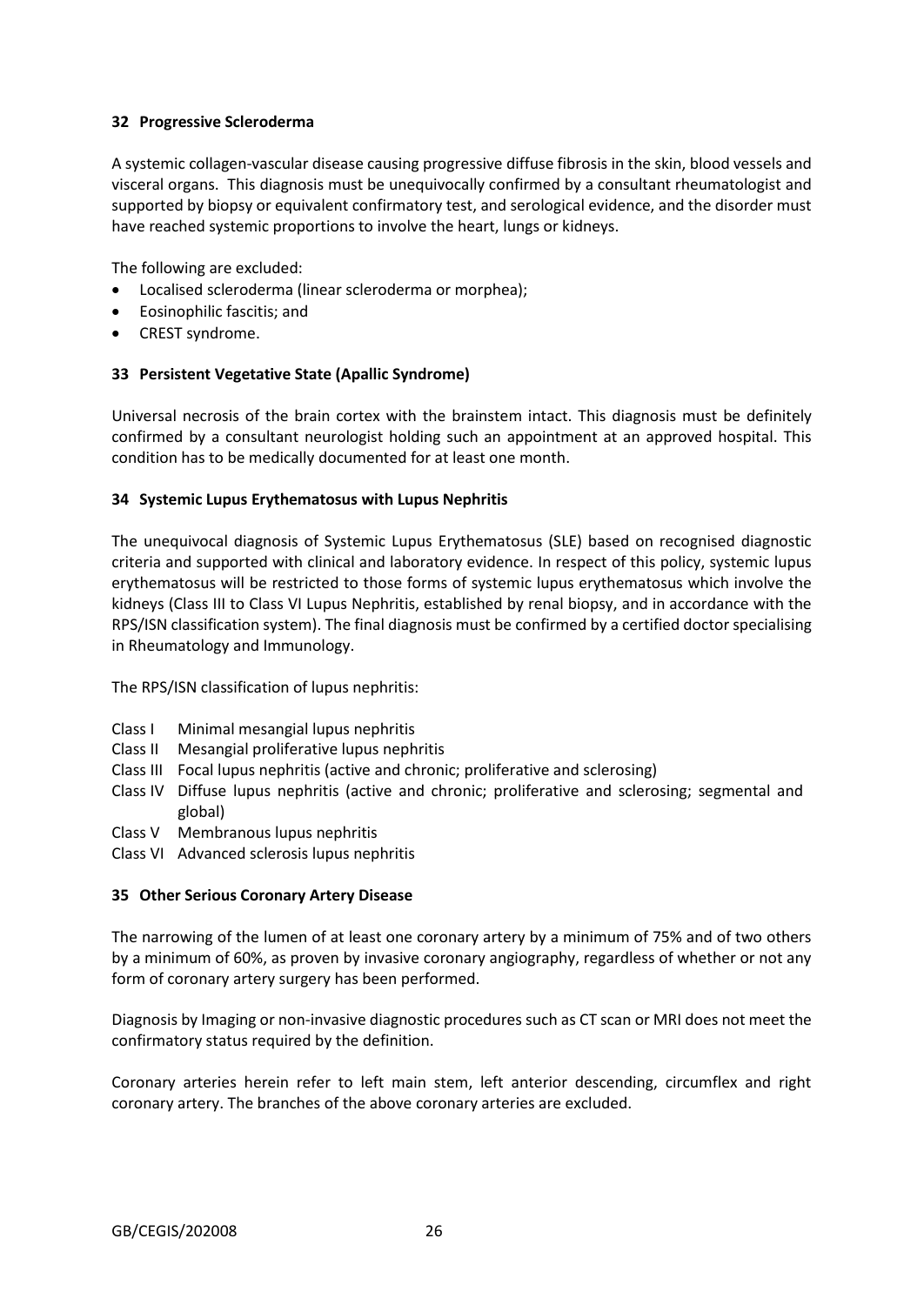### 32 Progressive Scleroderma

A systemic collagen-vascular disease causing progressive diffuse fibrosis in the skin, blood vessels and visceral organs. This diagnosis must be unequivocally confirmed by a consultant rheumatologist and supported by biopsy or equivalent confirmatory test, and serological evidence, and the disorder must have reached systemic proportions to involve the heart, lungs or kidneys.

The following are excluded:

- Localised scleroderma (linear scleroderma or morphea);
- Eosinophilic fascitis; and
- CREST syndrome.

### 33 Persistent Vegetative State (Apallic Syndrome)

Universal necrosis of the brain cortex with the brainstem intact. This diagnosis must be definitely confirmed by a consultant neurologist holding such an appointment at an approved hospital. This condition has to be medically documented for at least one month.

### 34 Systemic Lupus Erythematosus with Lupus Nephritis

The unequivocal diagnosis of Systemic Lupus Erythematosus (SLE) based on recognised diagnostic criteria and supported with clinical and laboratory evidence. In respect of this policy, systemic lupus erythematosus will be restricted to those forms of systemic lupus erythematosus which involve the kidneys (Class III to Class VI Lupus Nephritis, established by renal biopsy, and in accordance with the RPS/ISN classification system). The final diagnosis must be confirmed by a certified doctor specialising in Rheumatology and Immunology.

The RPS/ISN classification of lupus nephritis:

- Class I Minimal mesangial lupus nephritis
- Class II Mesangial proliferative lupus nephritis
- Class III Focal lupus nephritis (active and chronic; proliferative and sclerosing)
- Class IV Diffuse lupus nephritis (active and chronic; proliferative and sclerosing; segmental and global)
- Class V Membranous lupus nephritis
- Class VI Advanced sclerosis lupus nephritis

### 35 Other Serious Coronary Artery Disease

The narrowing of the lumen of at least one coronary artery by a minimum of 75% and of two others by a minimum of 60%, as proven by invasive coronary angiography, regardless of whether or not any form of coronary artery surgery has been performed.

Diagnosis by Imaging or non-invasive diagnostic procedures such as CT scan or MRI does not meet the confirmatory status required by the definition.

Coronary arteries herein refer to left main stem, left anterior descending, circumflex and right coronary artery. The branches of the above coronary arteries are excluded.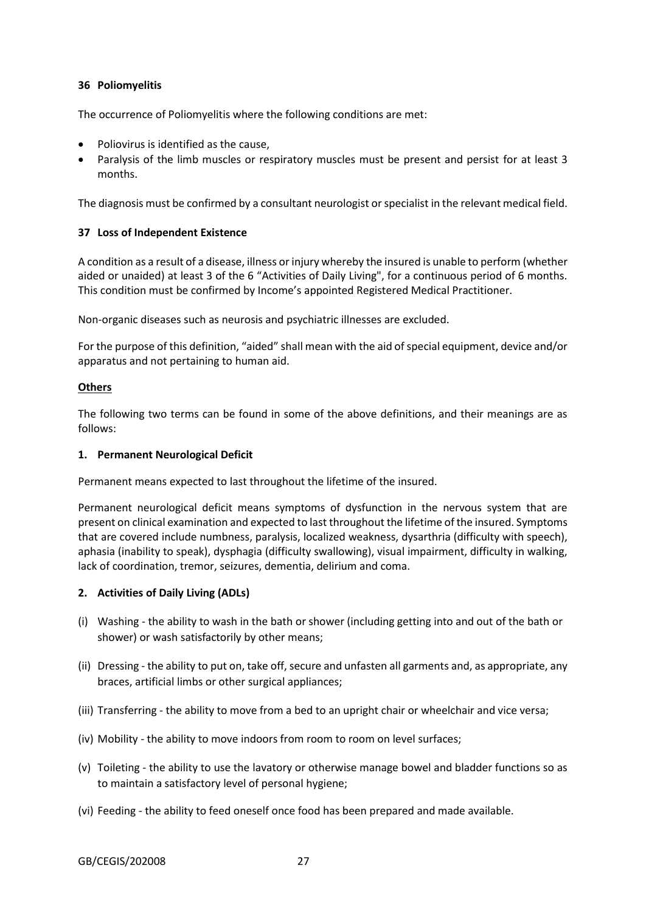### 36 Poliomyelitis

The occurrence of Poliomyelitis where the following conditions are met:

- Poliovirus is identified as the cause,
- Paralysis of the limb muscles or respiratory muscles must be present and persist for at least 3 months.

The diagnosis must be confirmed by a consultant neurologist or specialist in the relevant medical field.

### 37 Loss of Independent Existence

A condition as a result of a disease, illness or injury whereby the insured is unable to perform (whether aided or unaided) at least 3 of the 6 "Activities of Daily Living", for a continuous period of 6 months. This condition must be confirmed by Income's appointed Registered Medical Practitioner.

Non-organic diseases such as neurosis and psychiatric illnesses are excluded.

For the purpose of this definition, "aided" shall mean with the aid of special equipment, device and/or apparatus and not pertaining to human aid.

## Others

The following two terms can be found in some of the above definitions, and their meanings are as follows:

### 1. Permanent Neurological Deficit

Permanent means expected to last throughout the lifetime of the insured.

Permanent neurological deficit means symptoms of dysfunction in the nervous system that are present on clinical examination and expected to last throughout the lifetime of the insured. Symptoms that are covered include numbness, paralysis, localized weakness, dysarthria (difficulty with speech), aphasia (inability to speak), dysphagia (difficulty swallowing), visual impairment, difficulty in walking, lack of coordination, tremor, seizures, dementia, delirium and coma.

### 2. Activities of Daily Living (ADLs)

(i) Washing - the ability to wash in the bath or shower (including getting into and out of the bath or shower) or wash satisfactorily by other means;

(ii) Dressing - the ability to put on, take off, secure and unfasten all garments and, as appropriate, any braces, artificial limbs or other surgical appliances;

(iii) Transferring - the ability to move from a bed to an upright chair or wheelchair and vice versa;

(iv) Mobility - the ability to move indoors from room to room on level surfaces;

(v) Toileting - the ability to use the lavatory or otherwise manage bowel and bladder functions so as to maintain a satisfactory level of personal hygiene;

(vi) Feeding - the ability to feed oneself once food has been prepared and made available.